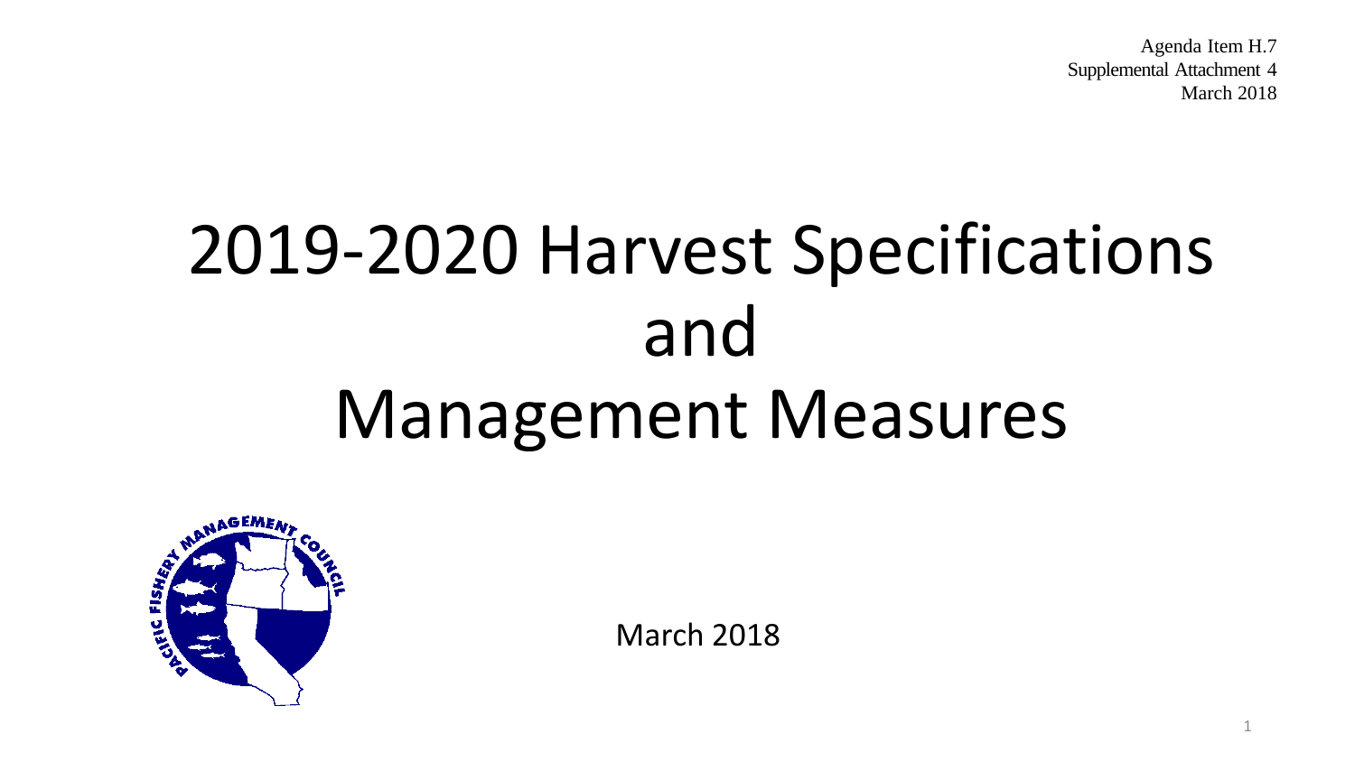Agenda Item H.7
Supplemental Attachment 4
March 2018

# 2019-2020 Harvest Specifications and Management Measures

March 2018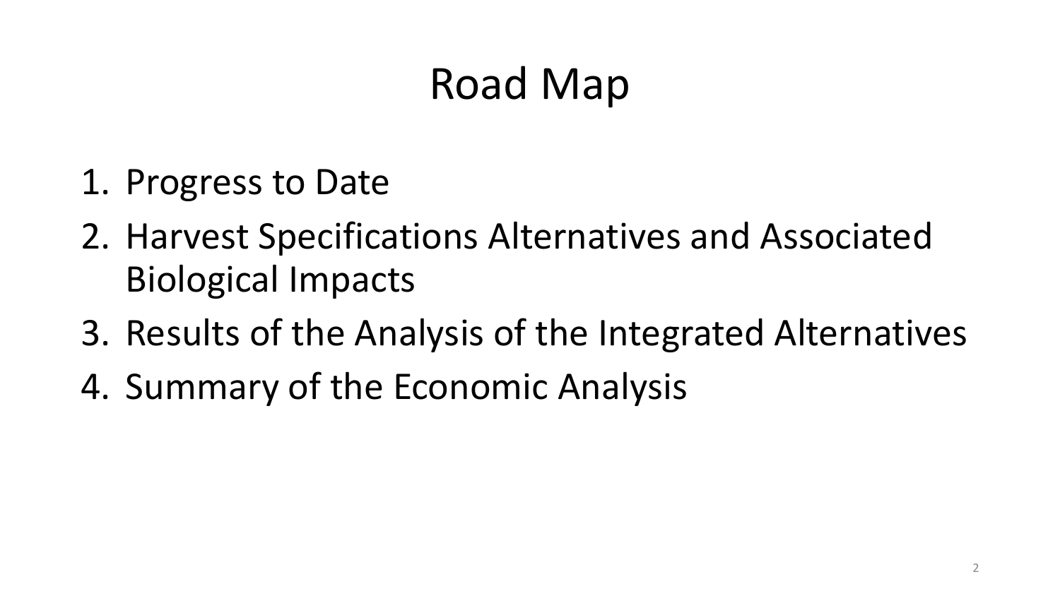# Road Map

1. Progress to Date
2. Harvest Specifications Alternatives and Associated Biological Impacts
3. Results of the Analysis of the Integrated Alternatives
4. Summary of the Economic Analysis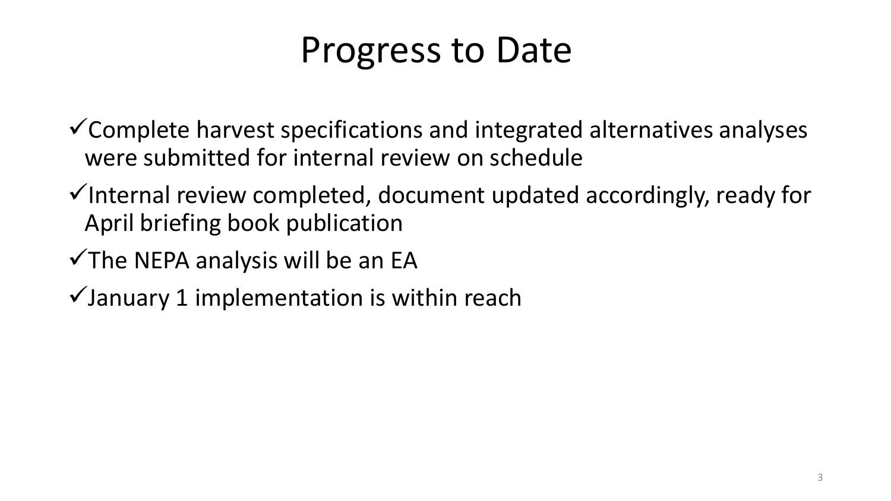# Progress to Date

- ✓ Complete harvest specifications and integrated alternatives analyses were submitted for internal review on schedule
- ✓ Internal review completed, document updated accordingly, ready for April briefing book publication
- ✓ The NEPA analysis will be an EA
- ✓ January 1 implementation is within reach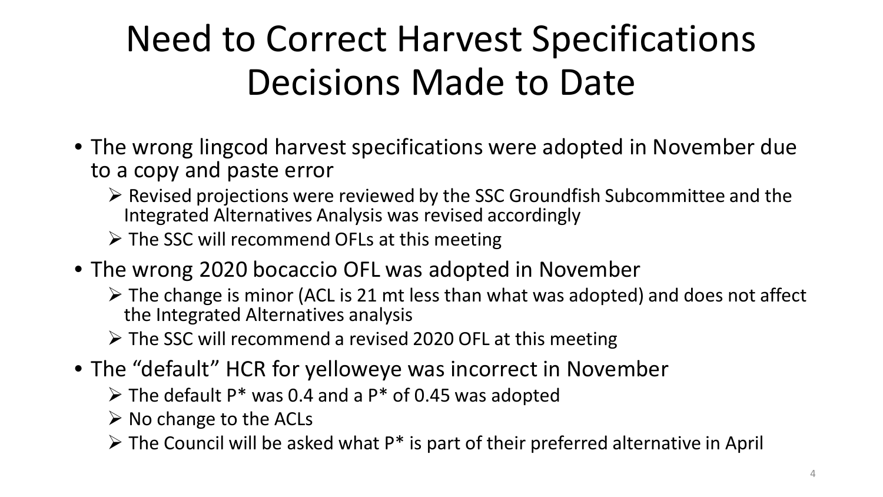# Need to Correct Harvest Specifications Decisions Made to Date

- The wrong lingcod harvest specifications were adopted in November due to a copy and paste error
  - Revised projections were reviewed by the SSC Groundfish Subcommittee and the Integrated Alternatives Analysis was revised accordingly
  - The SSC will recommend OFLs at this meeting
- The wrong 2020 bocaccio OFL was adopted in November
  - The change is minor (ACL is 21 mt less than what was adopted) and does not affect the Integrated Alternatives analysis
  - The SSC will recommend a revised 2020 OFL at this meeting
- The "default" HCR for yelloweye was incorrect in November
  - The default P* was 0.4 and a P* of 0.45 was adopted
  - No change to the ACLs
  - The Council will be asked what P* is part of their preferred alternative in April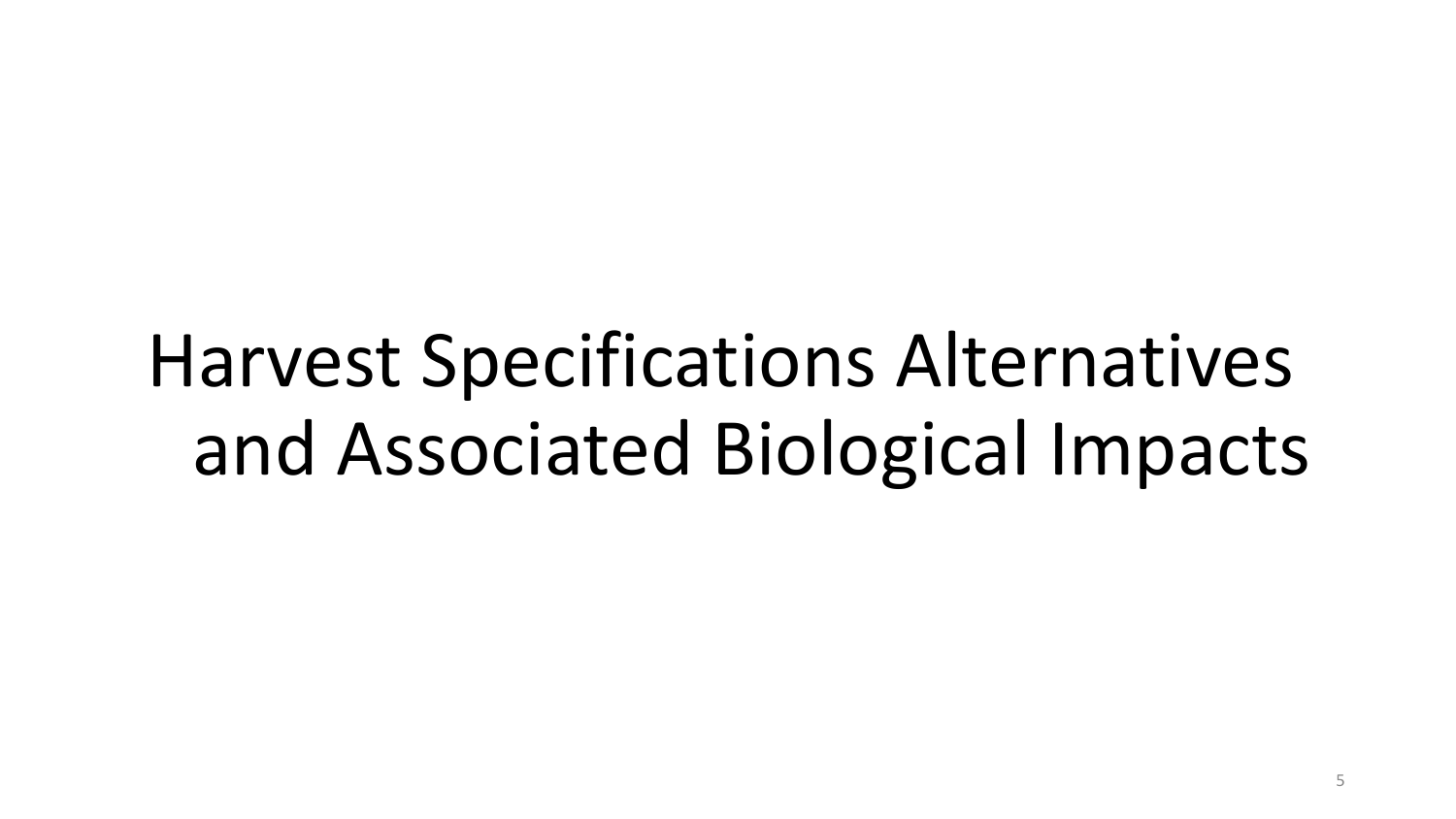# Harvest Specifications Alternatives and Associated Biological Impacts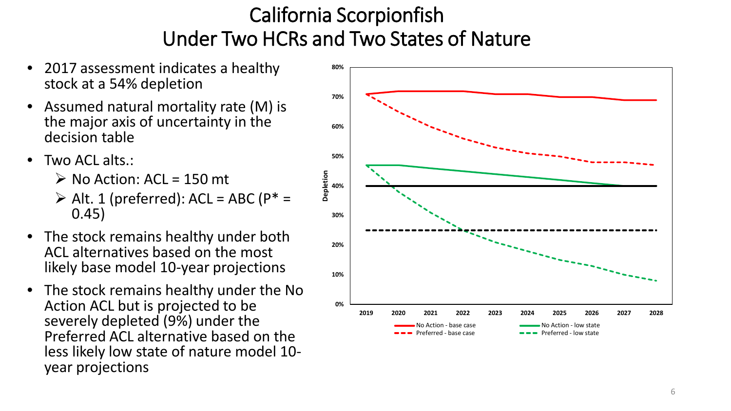# California Scorpionfish Under Two HCRs and Two States of Nature

- 2017 assessment indicates a healthy stock at a 54% depletion
- Assumed natural mortality rate (M) is the major axis of uncertainty in the decision table
- Two ACL alts.:
  - No Action: ACL = 150 mt
  - Alt. 1 (preferred): ACL = ABC (P* = 0.45)
- The stock remains healthy under both ACL alternatives based on the most likely base model 10-year projections
- The stock remains healthy under the No Action ACL but is projected to be severely depleted (9%) under the Preferred ACL alternative based on the less likely low state of nature model 10-year projections

Depletion (0%–80%), 2019–2028

Legend: No Action - base case; Preferred - base case; No Action - low state; Preferred - low state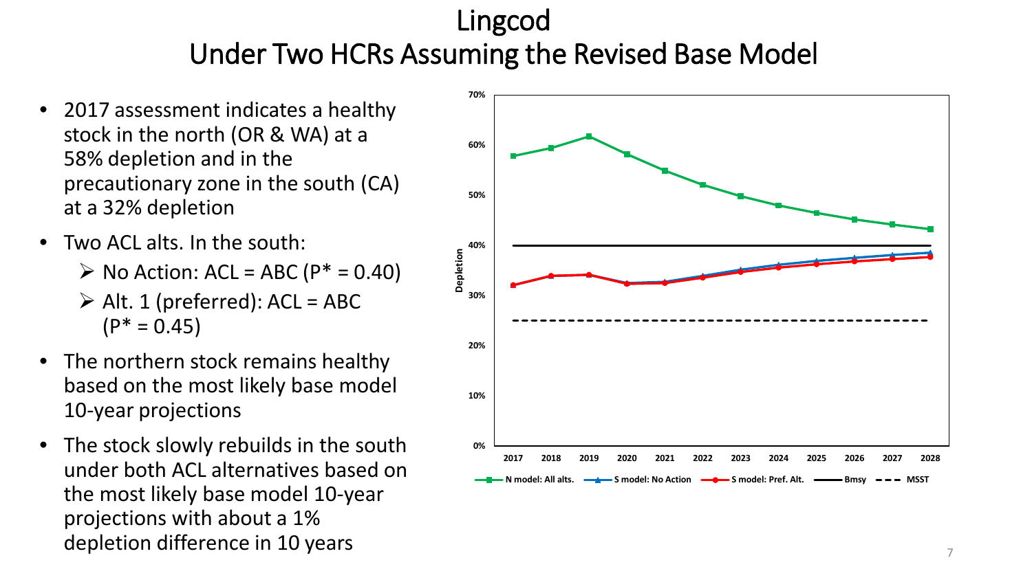# Lingcod
## Under Two HCRs Assuming the Revised Base Model

- 2017 assessment indicates a healthy stock in the north (OR & WA) at a 58% depletion and in the precautionary zone in the south (CA) at a 32% depletion
- Two ACL alts. In the south:
  - No Action: ACL = ABC (P* = 0.40)
  - Alt. 1 (preferred): ACL = ABC (P* = 0.45)
- The northern stock remains healthy based on the most likely base model 10-year projections
- The stock slowly rebuilds in the south under both ACL alternatives based on the most likely base model 10-year projections with about a 1% depletion difference in 10 years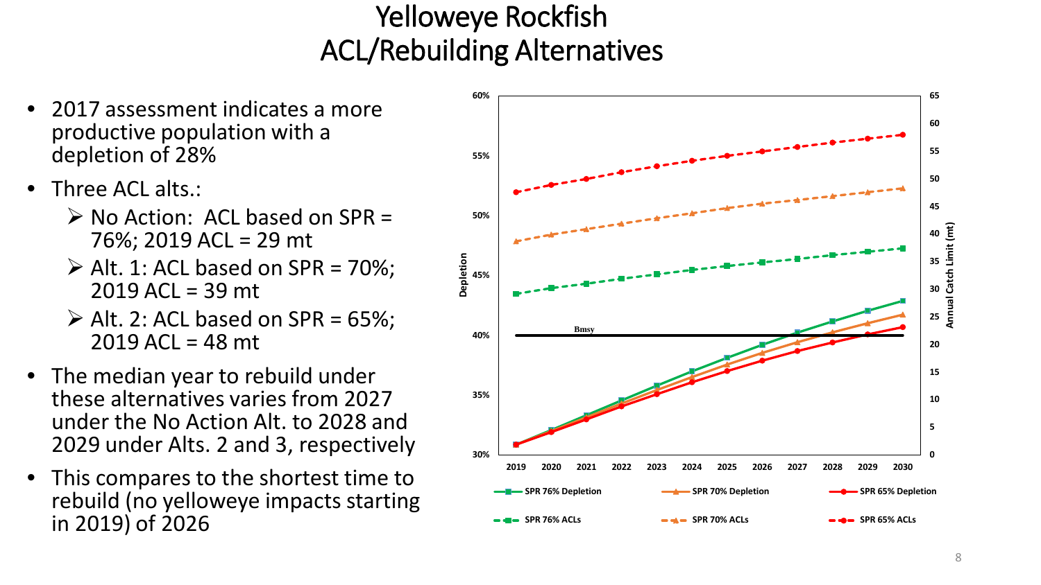# Yelloweye Rockfish
# ACL/Rebuilding Alternatives

- 2017 assessment indicates a more productive population with a depletion of 28%
- Three ACL alts.:
  - No Action: ACL based on SPR = 76%; 2019 ACL = 29 mt
  - Alt. 1: ACL based on SPR = 70%; 2019 ACL = 39 mt
  - Alt. 2: ACL based on SPR = 65%; 2019 ACL = 48 mt
- The median year to rebuild under these alternatives varies from 2027 under the No Action Alt. to 2028 and 2029 under Alts. 2 and 3, respectively
- This compares to the shortest time to rebuild (no yelloweye impacts starting in 2019) of 2026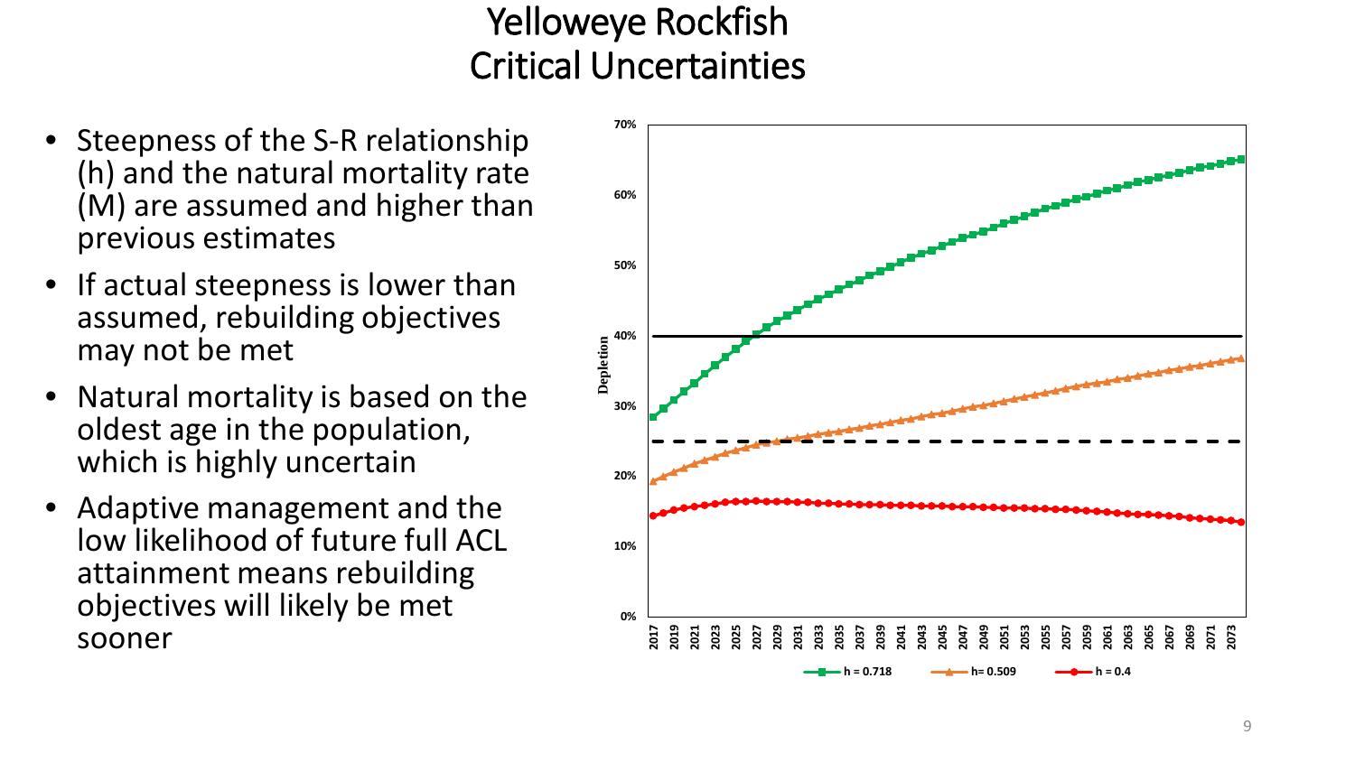# Yelloweye Rockfish
## Critical Uncertainties

- Steepness of the S-R relationship (h) and the natural mortality rate (M) are assumed and higher than previous estimates
- If actual steepness is lower than assumed, rebuilding objectives may not be met
- Natural mortality is based on the oldest age in the population, which is highly uncertain
- Adaptive management and the low likelihood of future full ACL attainment means rebuilding objectives will likely be met sooner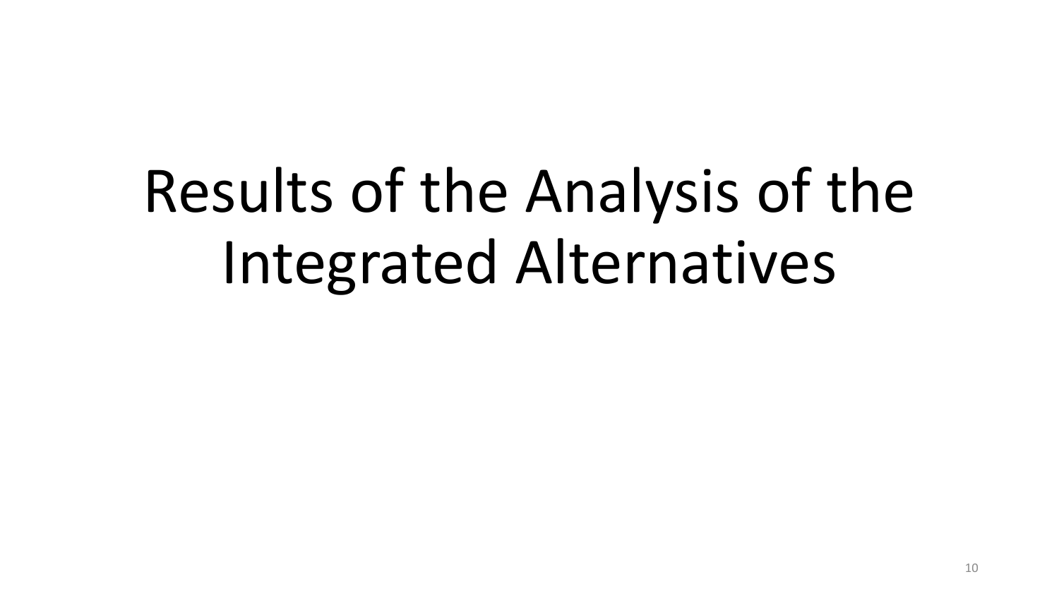# Results of the Analysis of the Integrated Alternatives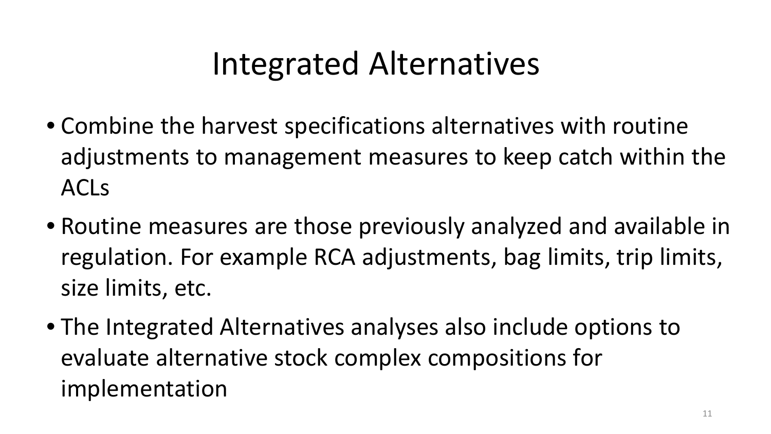# Integrated Alternatives

- Combine the harvest specifications alternatives with routine adjustments to management measures to keep catch within the ACLs
- Routine measures are those previously analyzed and available in regulation. For example RCA adjustments, bag limits, trip limits, size limits, etc.
- The Integrated Alternatives analyses also include options to evaluate alternative stock complex compositions for implementation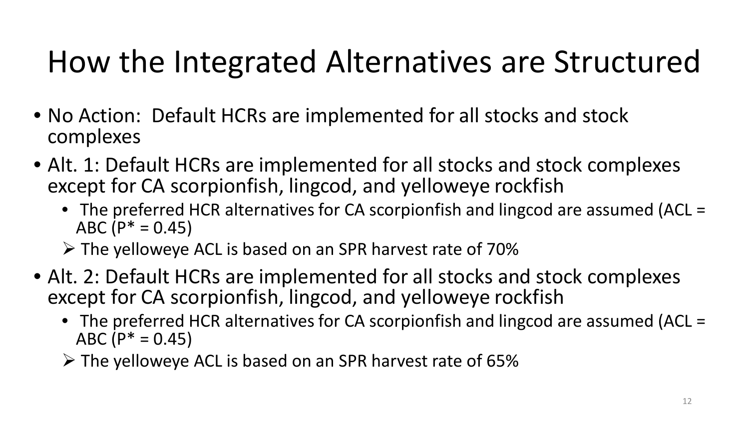# How the Integrated Alternatives are Structured

- No Action: Default HCRs are implemented for all stocks and stock complexes
- Alt. 1: Default HCRs are implemented for all stocks and stock complexes except for CA scorpionfish, lingcod, and yelloweye rockfish
  - The preferred HCR alternatives for CA scorpionfish and lingcod are assumed (ACL = ABC ($P^* = 0.45$)
  - The yelloweye ACL is based on an SPR harvest rate of 70%
- Alt. 2: Default HCRs are implemented for all stocks and stock complexes except for CA scorpionfish, lingcod, and yelloweye rockfish
  - The preferred HCR alternatives for CA scorpionfish and lingcod are assumed (ACL = ABC ($P^* = 0.45$)
  - The yelloweye ACL is based on an SPR harvest rate of 65%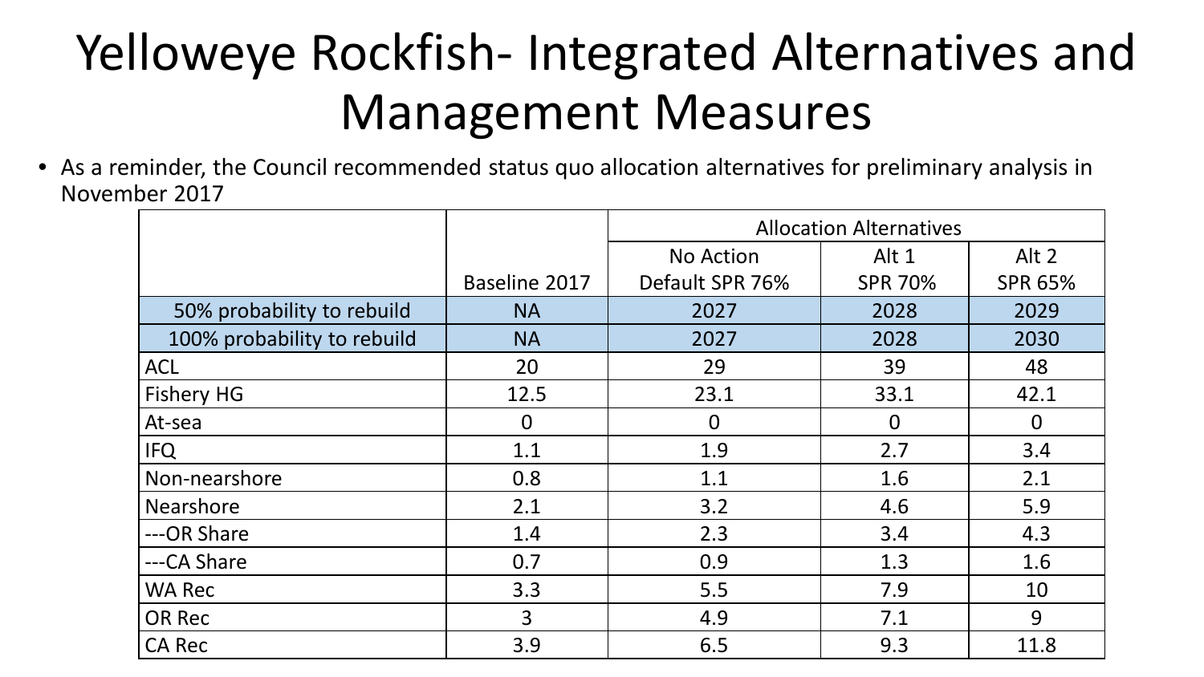# Yelloweye Rockfish- Integrated Alternatives and Management Measures

- As a reminder, the Council recommended status quo allocation alternatives for preliminary analysis in November 2017

| | | Allocation Alternatives | | |
|---|---|---|---|---|
| | Baseline 2017 | No Action Default SPR 76% | Alt 1 SPR 70% | Alt 2 SPR 65% |
| 50% probability to rebuild | NA | 2027 | 2028 | 2029 |
| 100% probability to rebuild | NA | 2027 | 2028 | 2030 |
| ACL | 20 | 29 | 39 | 48 |
| Fishery HG | 12.5 | 23.1 | 33.1 | 42.1 |
| At-sea | 0 | 0 | 0 | 0 |
| IFQ | 1.1 | 1.9 | 2.7 | 3.4 |
| Non-nearshore | 0.8 | 1.1 | 1.6 | 2.1 |
| Nearshore | 2.1 | 3.2 | 4.6 | 5.9 |
| ---OR Share | 1.4 | 2.3 | 3.4 | 4.3 |
| ---CA Share | 0.7 | 0.9 | 1.3 | 1.6 |
| WA Rec | 3.3 | 5.5 | 7.9 | 10 |
| OR Rec | 3 | 4.9 | 7.1 | 9 |
| CA Rec | 3.9 | 6.5 | 9.3 | 11.8 |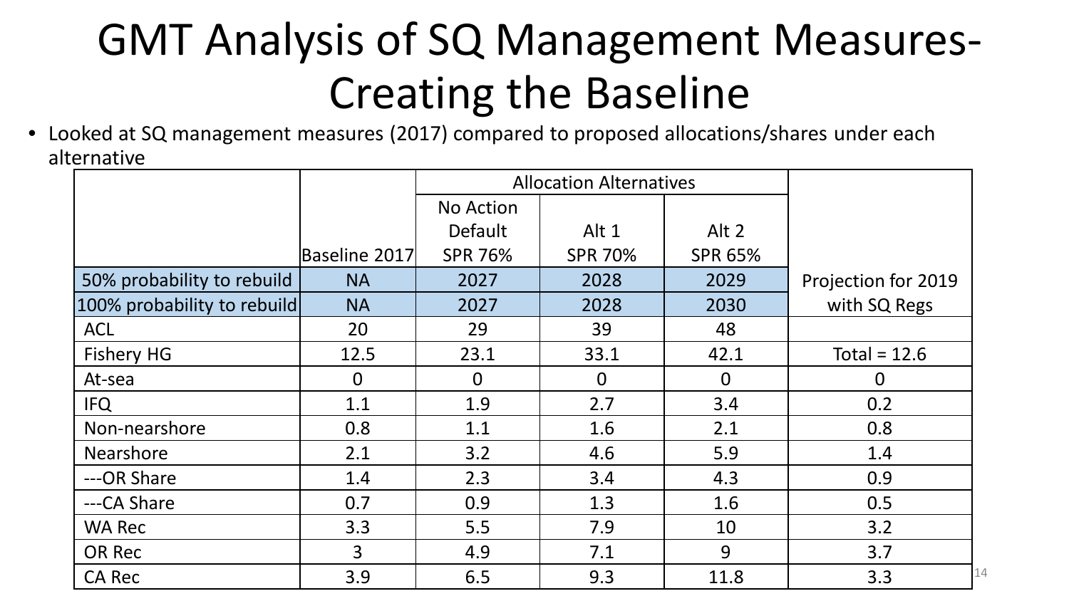# GMT Analysis of SQ Management Measures- Creating the Baseline

- Looked at SQ management measures (2017) compared to proposed allocations/shares under each alternative

| | Baseline 2017 | Allocation Alternatives | | | Projection for 2019 with SQ Regs |
|---|---|---|---|---|---|
| | | No Action Default SPR 76% | Alt 1 SPR 70% | Alt 2 SPR 65% | |
| 50% probability to rebuild | NA | 2027 | 2028 | 2029 | |
| 100% probability to rebuild | NA | 2027 | 2028 | 2030 | |
| ACL | 20 | 29 | 39 | 48 | |
| Fishery HG | 12.5 | 23.1 | 33.1 | 42.1 | Total = 12.6 |
| At-sea | 0 | 0 | 0 | 0 | 0 |
| IFQ | 1.1 | 1.9 | 2.7 | 3.4 | 0.2 |
| Non-nearshore | 0.8 | 1.1 | 1.6 | 2.1 | 0.8 |
| Nearshore | 2.1 | 3.2 | 4.6 | 5.9 | 1.4 |
| ---OR Share | 1.4 | 2.3 | 3.4 | 4.3 | 0.9 |
| ---CA Share | 0.7 | 0.9 | 1.3 | 1.6 | 0.5 |
| WA Rec | 3.3 | 5.5 | 7.9 | 10 | 3.2 |
| OR Rec | 3 | 4.9 | 7.1 | 9 | 3.7 |
| CA Rec | 3.9 | 6.5 | 9.3 | 11.8 | 3.3 |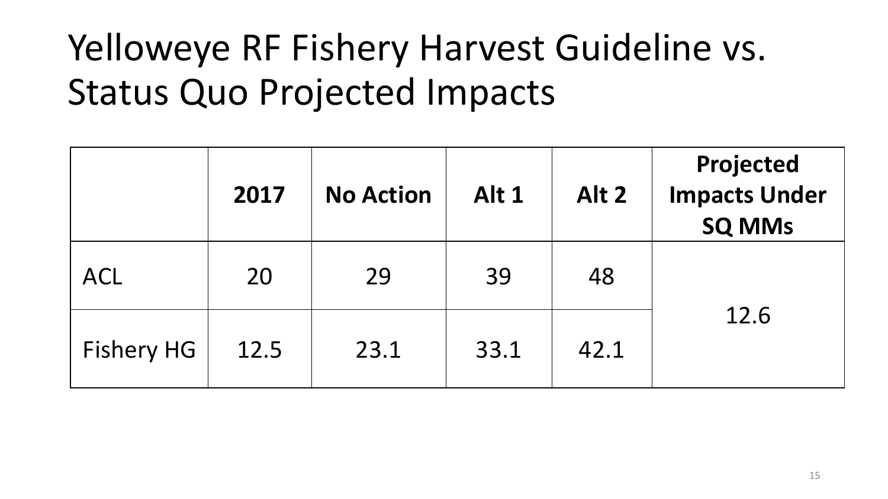# Yelloweye RF Fishery Harvest Guideline vs. Status Quo Projected Impacts

| | 2017 | No Action | Alt 1 | Alt 2 | Projected Impacts Under SQ MMs |
|---|---|---|---|---|---|
| ACL | 20 | 29 | 39 | 48 | 12.6 |
| Fishery HG | 12.5 | 23.1 | 33.1 | 42.1 | |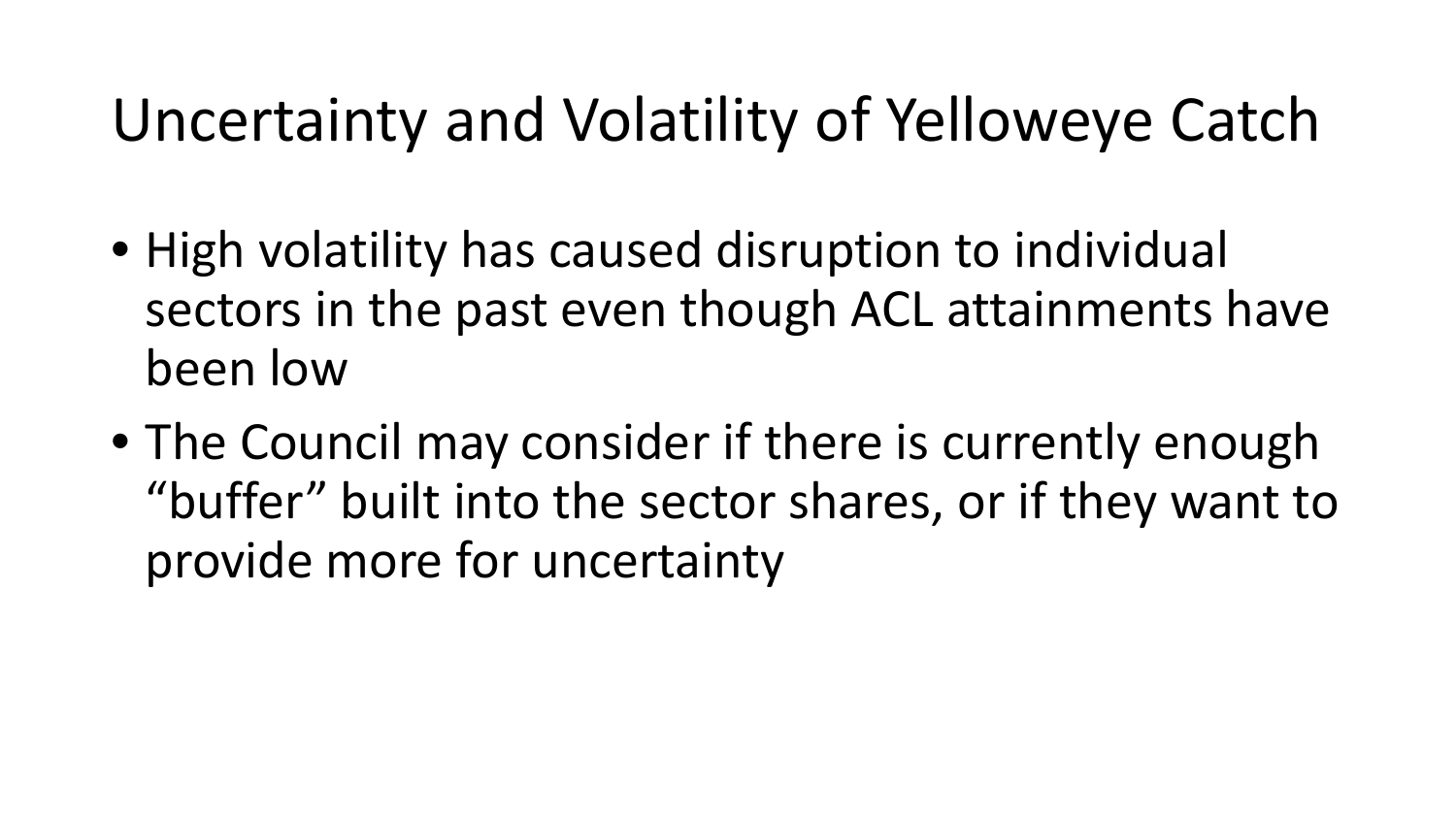# Uncertainty and Volatility of Yelloweye Catch

- High volatility has caused disruption to individual sectors in the past even though ACL attainments have been low
- The Council may consider if there is currently enough “buffer” built into the sector shares, or if they want to provide more for uncertainty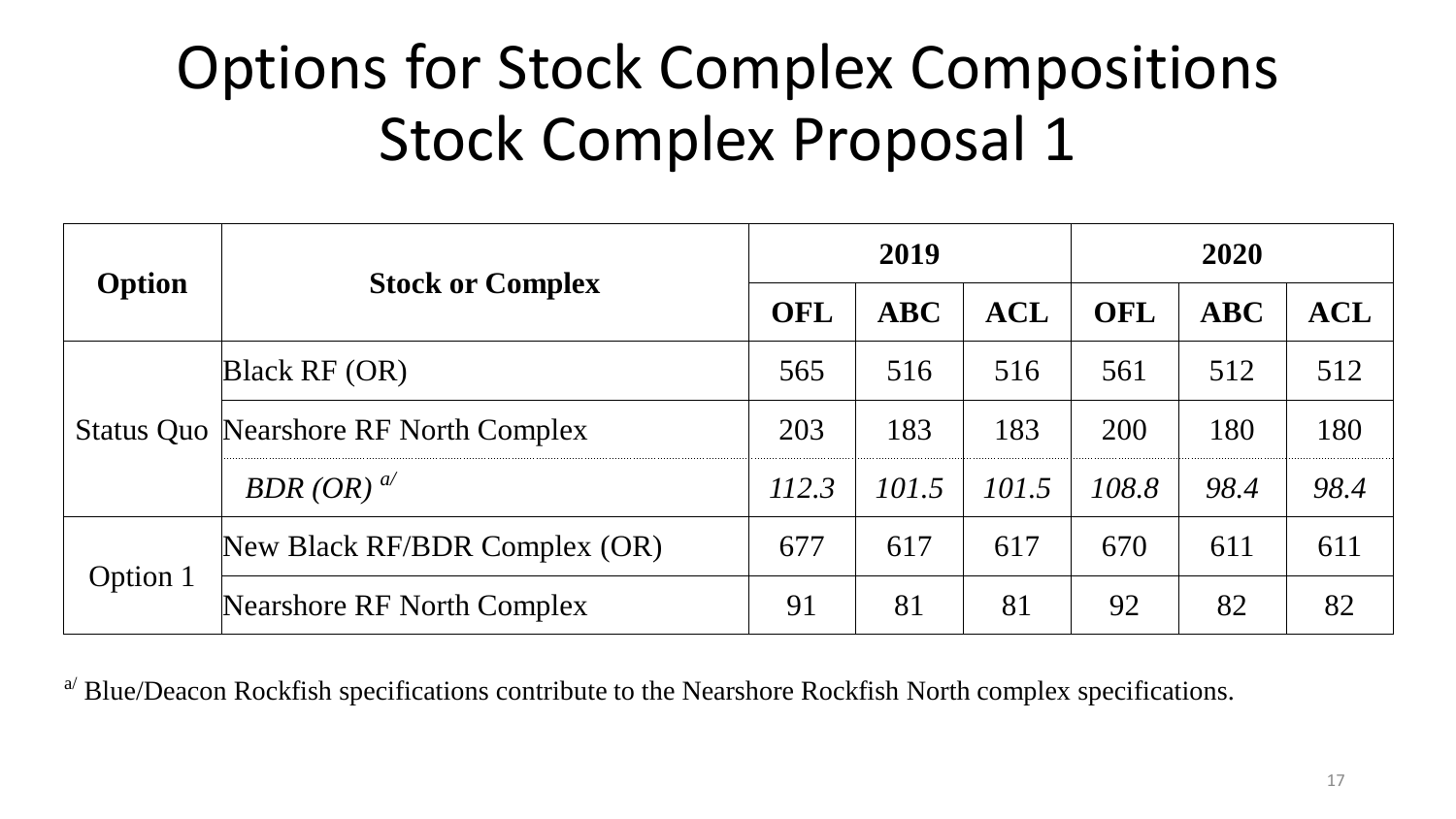# Options for Stock Complex Compositions
## Stock Complex Proposal 1

| Option | Stock or Complex | 2019 | | | 2020 | | |
|---|---|---|---|---|---|---|---|
| | | OFL | ABC | ACL | OFL | ABC | ACL |
| Status Quo | Black RF (OR) | 565 | 516 | 516 | 561 | 512 | 512 |
| | Nearshore RF North Complex | 203 | 183 | 183 | 200 | 180 | 180 |
| | *BDR (OR)* [a/] | *112.3* | *101.5* | *101.5* | *108.8* | *98.4* | *98.4* |
| Option 1 | New Black RF/BDR Complex (OR) | 677 | 617 | 617 | 670 | 611 | 611 |
| | Nearshore RF North Complex | 91 | 81 | 81 | 92 | 82 | 82 |

[a/] Blue/Deacon Rockfish specifications contribute to the Nearshore Rockfish North complex specifications.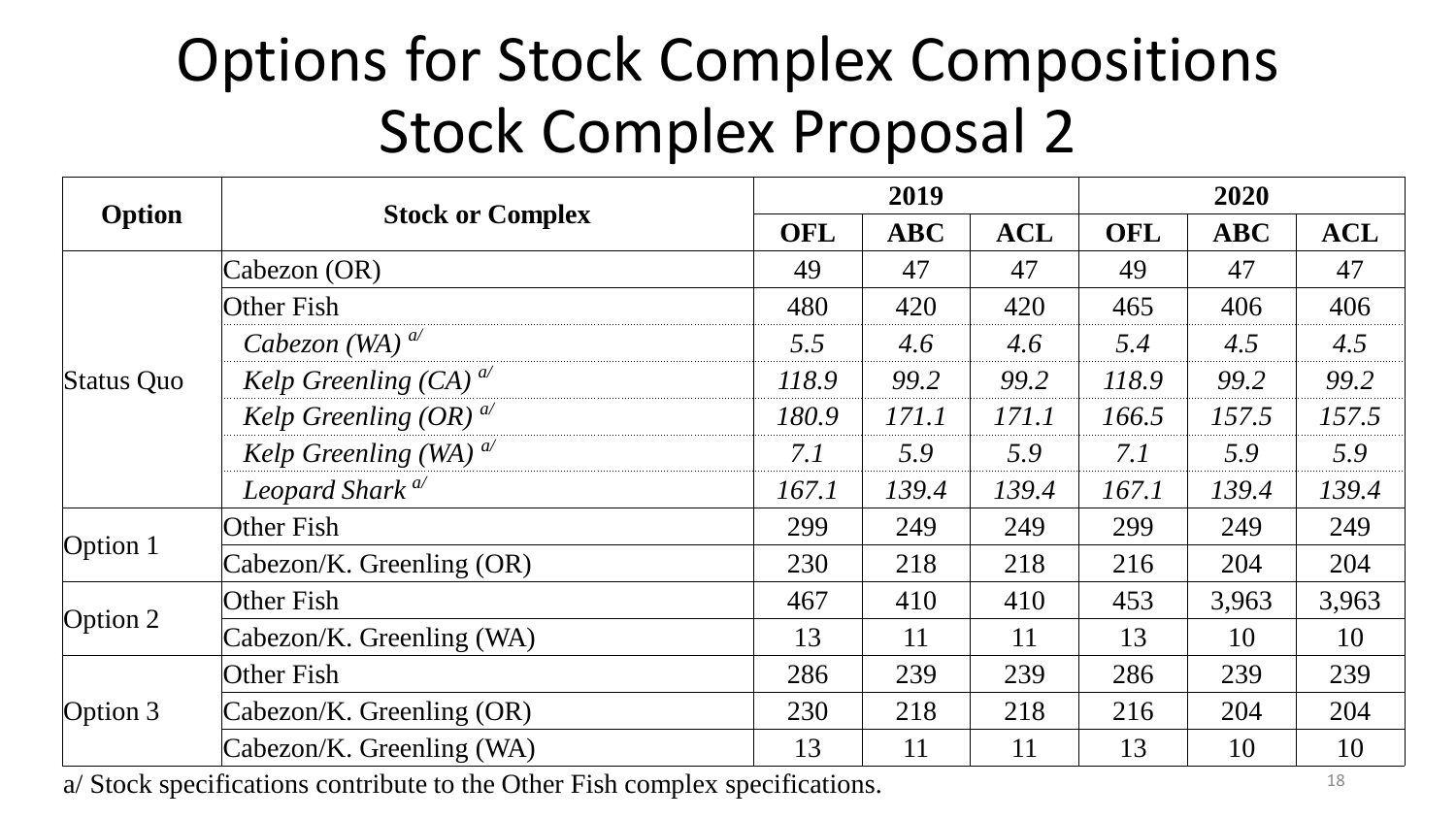# Options for Stock Complex Compositions
# Stock Complex Proposal 2

| Option | Stock or Complex | 2019 | | | 2020 | | |
|---|---|---|---|---|---|---|---|
| | | OFL | ABC | ACL | OFL | ABC | ACL |
| Status Quo | Cabezon (OR) | 49 | 47 | 47 | 49 | 47 | 47 |
| | Other Fish | 480 | 420 | 420 | 465 | 406 | 406 |
| | *Cabezon (WA)* [a/] | *5.5* | *4.6* | *4.6* | *5.4* | *4.5* | *4.5* |
| | *Kelp Greenling (CA)* [a/] | *118.9* | *99.2* | *99.2* | *118.9* | *99.2* | *99.2* |
| | *Kelp Greenling (OR)* [a/] | *180.9* | *171.1* | *171.1* | *166.5* | *157.5* | *157.5* |
| | *Kelp Greenling (WA)* [a/] | *7.1* | *5.9* | *5.9* | *7.1* | *5.9* | *5.9* |
| | *Leopard Shark* [a/] | *167.1* | *139.4* | *139.4* | *167.1* | *139.4* | *139.4* |
| Option 1 | Other Fish | 299 | 249 | 249 | 299 | 249 | 249 |
| | Cabezon/K. Greenling (OR) | 230 | 218 | 218 | 216 | 204 | 204 |
| Option 2 | Other Fish | 467 | 410 | 410 | 453 | 3,963 | 3,963 |
| | Cabezon/K. Greenling (WA) | 13 | 11 | 11 | 13 | 10 | 10 |
| Option 3 | Other Fish | 286 | 239 | 239 | 286 | 239 | 239 |
| | Cabezon/K. Greenling (OR) | 230 | 218 | 218 | 216 | 204 | 204 |
| | Cabezon/K. Greenling (WA) | 13 | 11 | 11 | 13 | 10 | 10 |

a/ Stock specifications contribute to the Other Fish complex specifications.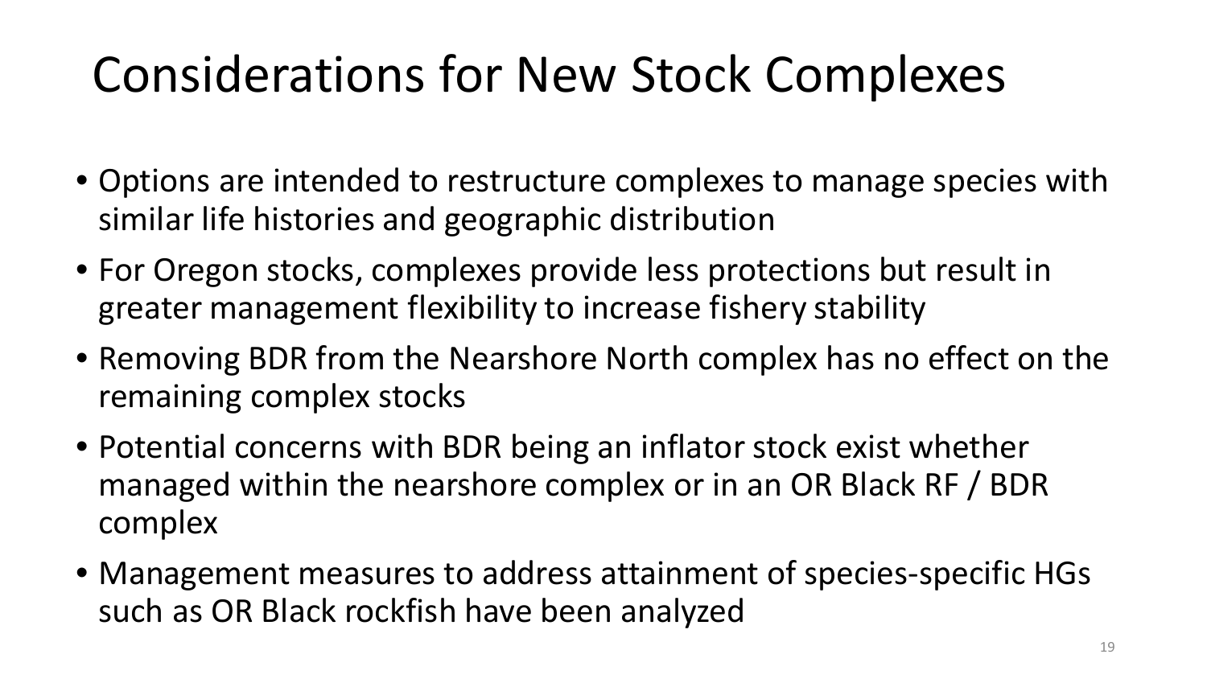# Considerations for New Stock Complexes

- Options are intended to restructure complexes to manage species with similar life histories and geographic distribution
- For Oregon stocks, complexes provide less protections but result in greater management flexibility to increase fishery stability
- Removing BDR from the Nearshore North complex has no effect on the remaining complex stocks
- Potential concerns with BDR being an inflator stock exist whether managed within the nearshore complex or in an OR Black RF / BDR complex
- Management measures to address attainment of species-specific HGs such as OR Black rockfish have been analyzed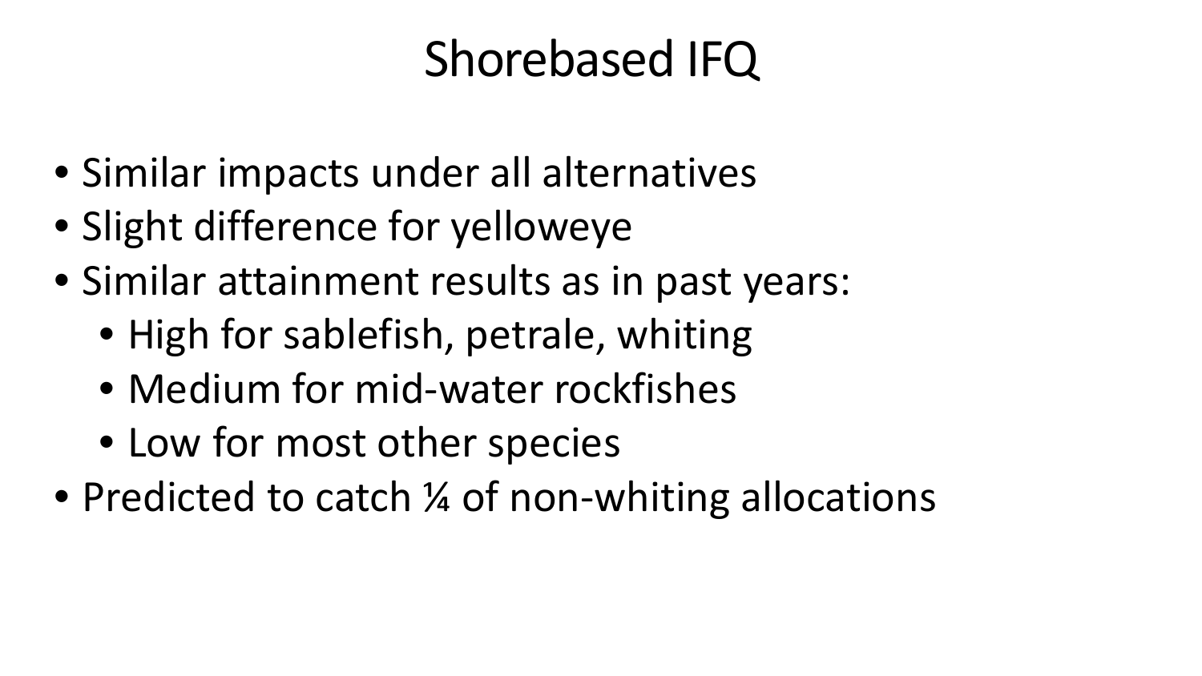# Shorebased IFQ

- Similar impacts under all alternatives
- Slight difference for yelloweye
- Similar attainment results as in past years:
  - High for sablefish, petrale, whiting
  - Medium for mid-water rockfishes
  - Low for most other species
- Predicted to catch ¼ of non-whiting allocations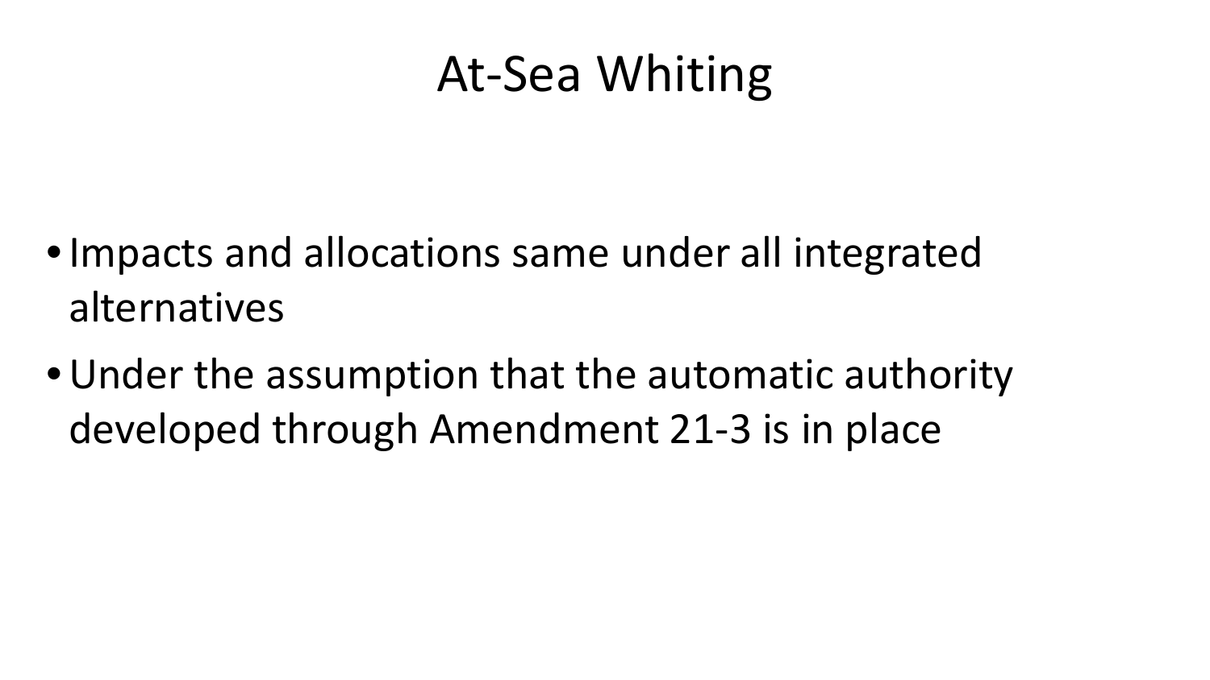# At-Sea Whiting

- Impacts and allocations same under all integrated alternatives
- Under the assumption that the automatic authority developed through Amendment 21-3 is in place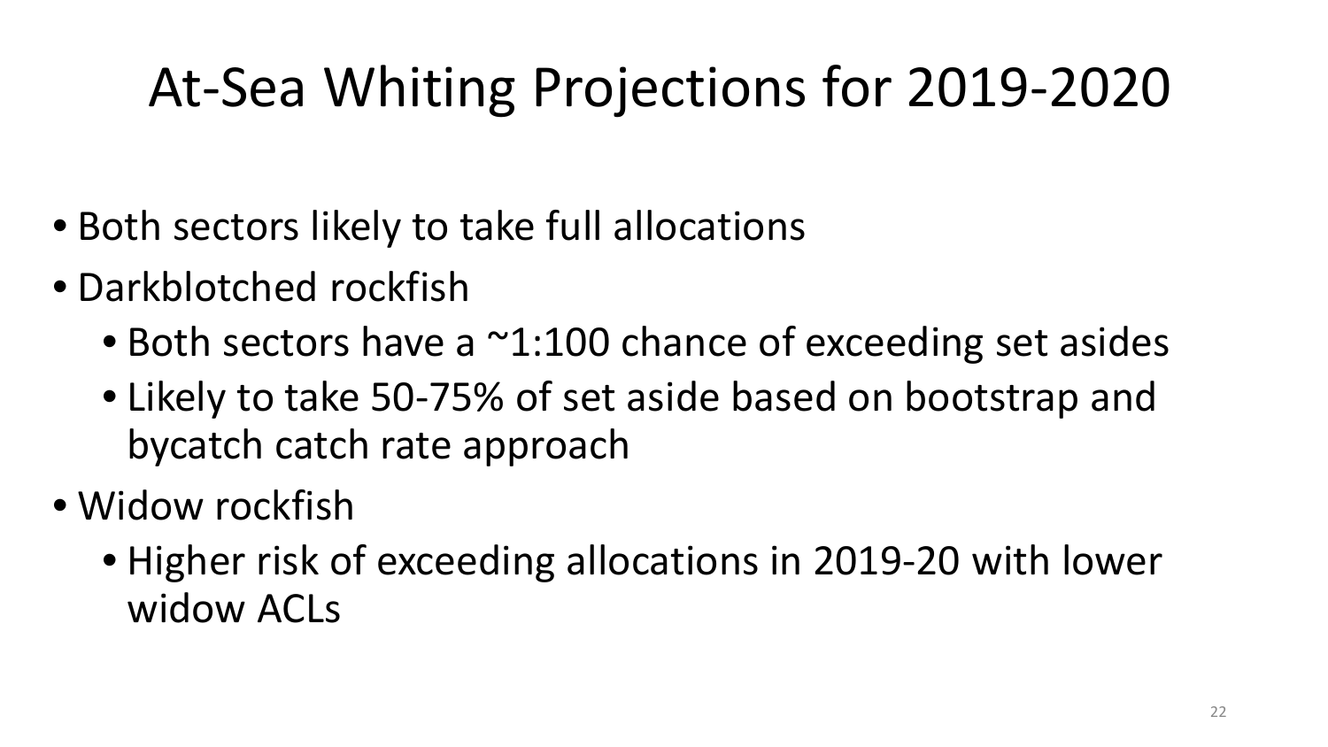# At-Sea Whiting Projections for 2019-2020

- Both sectors likely to take full allocations
- Darkblotched rockfish
  - Both sectors have a ~1:100 chance of exceeding set asides
  - Likely to take 50-75% of set aside based on bootstrap and bycatch catch rate approach
- Widow rockfish
  - Higher risk of exceeding allocations in 2019-20 with lower widow ACLs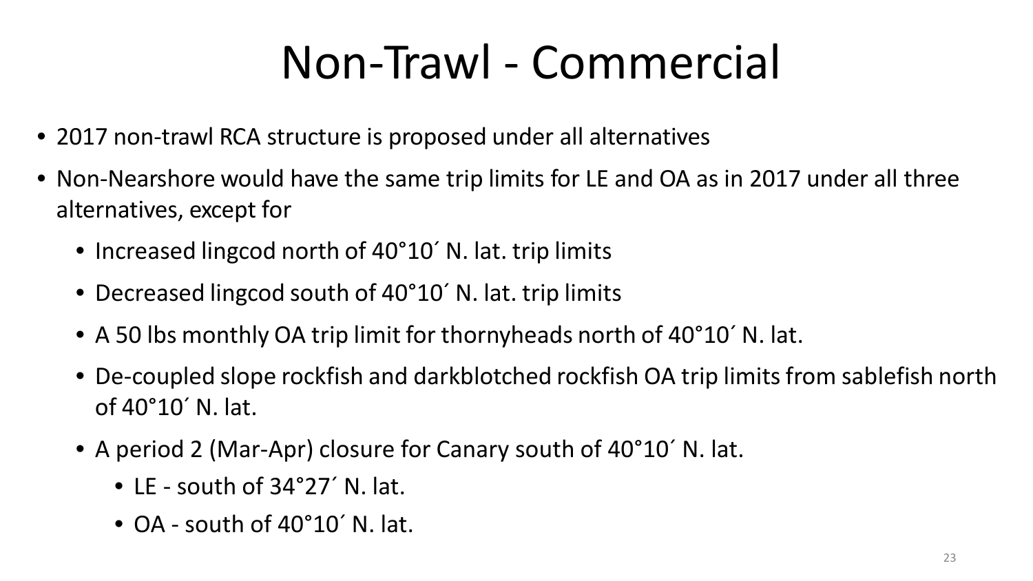# Non-Trawl - Commercial

- 2017 non-trawl RCA structure is proposed under all alternatives
- Non-Nearshore would have the same trip limits for LE and OA as in 2017 under all three alternatives, except for
  - Increased lingcod north of 40°10´ N. lat. trip limits
  - Decreased lingcod south of 40°10´ N. lat. trip limits
  - A 50 lbs monthly OA trip limit for thornyheads north of 40°10´ N. lat.
  - De-coupled slope rockfish and darkblotched rockfish OA trip limits from sablefish north of 40°10´ N. lat.
  - A period 2 (Mar-Apr) closure for Canary south of 40°10´ N. lat.
    - LE - south of 34°27´ N. lat.
    - OA - south of 40°10´ N. lat.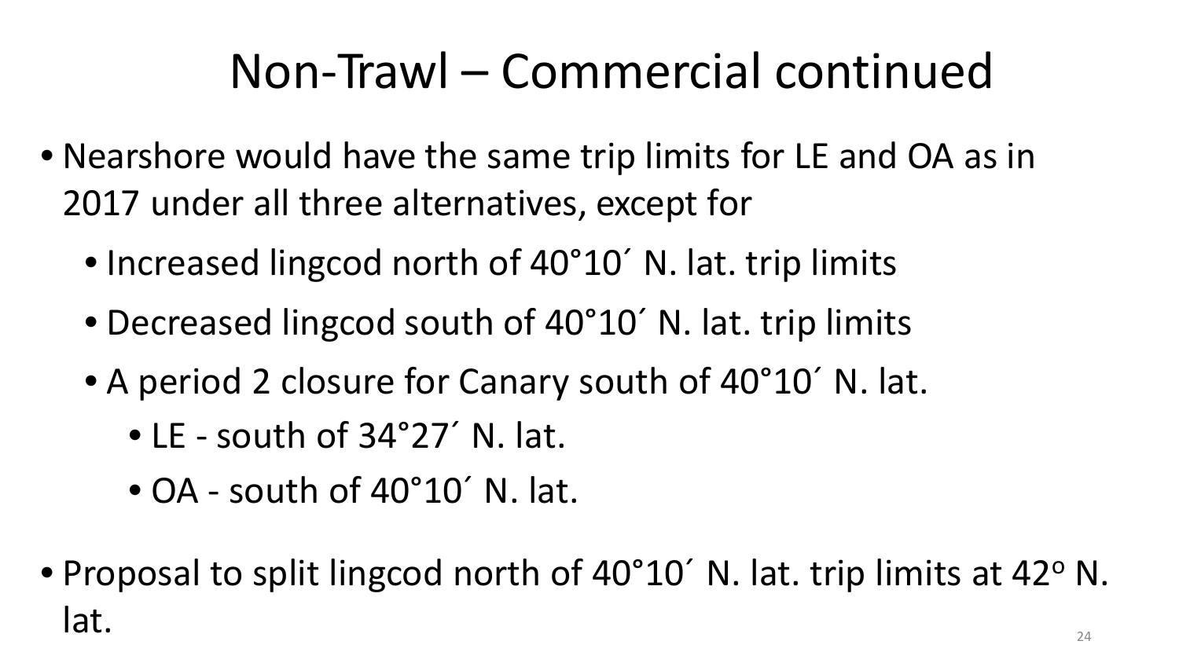# Non-Trawl – Commercial continued

- Nearshore would have the same trip limits for LE and OA as in 2017 under all three alternatives, except for
  - Increased lingcod north of 40°10´ N. lat. trip limits
  - Decreased lingcod south of 40°10´ N. lat. trip limits
  - A period 2 closure for Canary south of 40°10´ N. lat.
    - LE - south of 34°27´ N. lat.
    - OA - south of 40°10´ N. lat.

- Proposal to split lingcod north of 40°10´ N. lat. trip limits at 42° N. lat.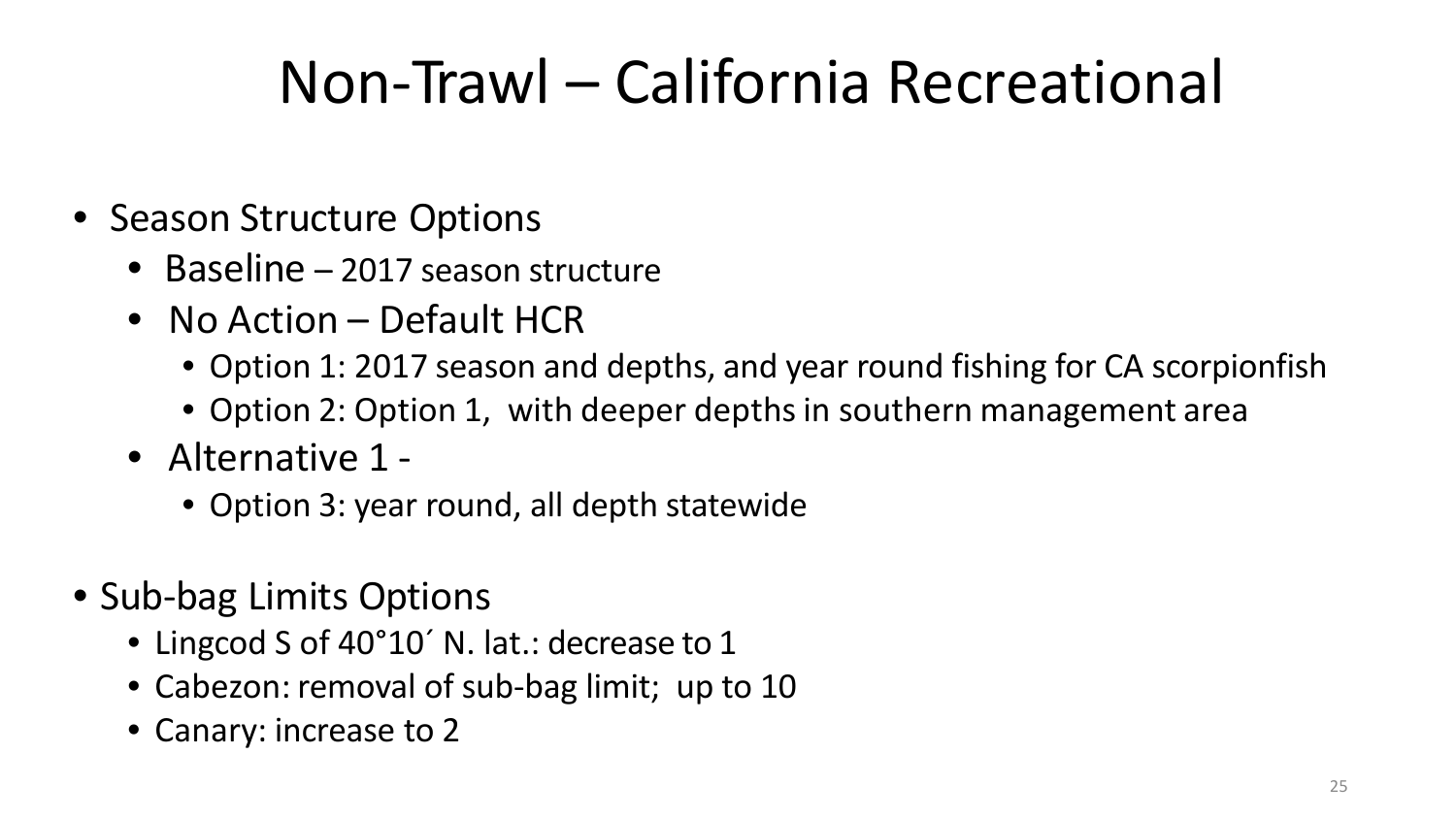# Non-Trawl – California Recreational

- Season Structure Options
  - Baseline – 2017 season structure
  - No Action – Default HCR
    - Option 1: 2017 season and depths, and year round fishing for CA scorpionfish
    - Option 2: Option 1, with deeper depths in southern management area
  - Alternative 1 -
    - Option 3: year round, all depth statewide
- Sub-bag Limits Options
  - Lingcod S of 40°10´ N. lat.: decrease to 1
  - Cabezon: removal of sub-bag limit; up to 10
  - Canary: increase to 2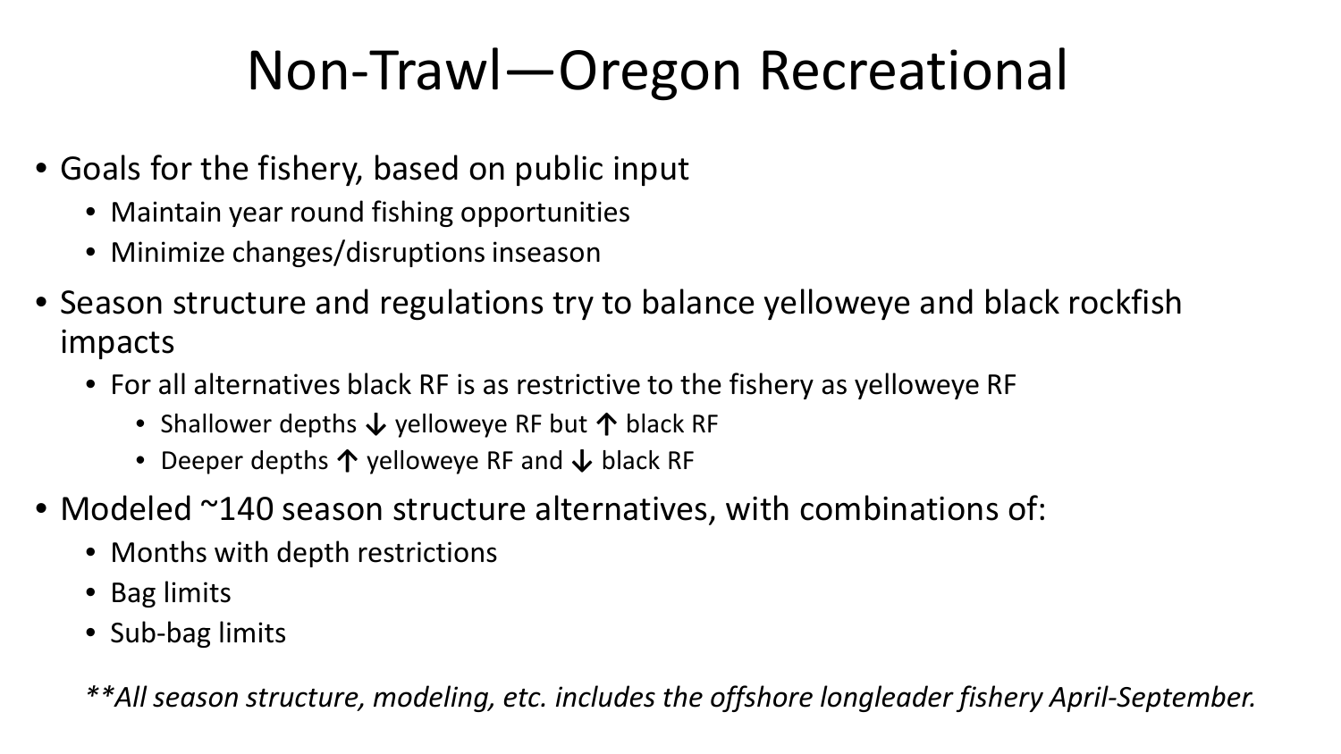# Non-Trawl—Oregon Recreational

- Goals for the fishery, based on public input
  - Maintain year round fishing opportunities
  - Minimize changes/disruptions inseason
- Season structure and regulations try to balance yelloweye and black rockfish impacts
  - For all alternatives black RF is as restrictive to the fishery as yelloweye RF
    - Shallower depths ↓ yelloweye RF but ↑ black RF
    - Deeper depths ↑ yelloweye RF and ↓ black RF
- Modeled ~140 season structure alternatives, with combinations of:
  - Months with depth restrictions
  - Bag limits
  - Sub-bag limits

*\*\*All season structure, modeling, etc. includes the offshore longleader fishery April-September.*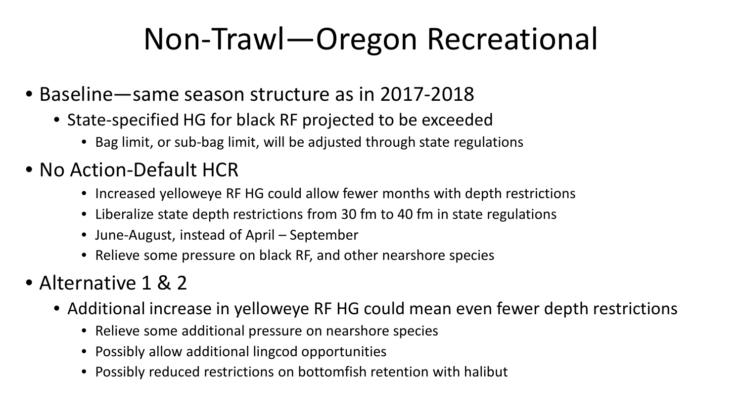# Non-Trawl—Oregon Recreational

- Baseline—same season structure as in 2017-2018
  - State-specified HG for black RF projected to be exceeded
    - Bag limit, or sub-bag limit, will be adjusted through state regulations
- No Action-Default HCR
    - Increased yelloweye RF HG could allow fewer months with depth restrictions
    - Liberalize state depth restrictions from 30 fm to 40 fm in state regulations
    - June-August, instead of April – September
    - Relieve some pressure on black RF, and other nearshore species
- Alternative 1 & 2
  - Additional increase in yelloweye RF HG could mean even fewer depth restrictions
    - Relieve some additional pressure on nearshore species
    - Possibly allow additional lingcod opportunities
    - Possibly reduced restrictions on bottomfish retention with halibut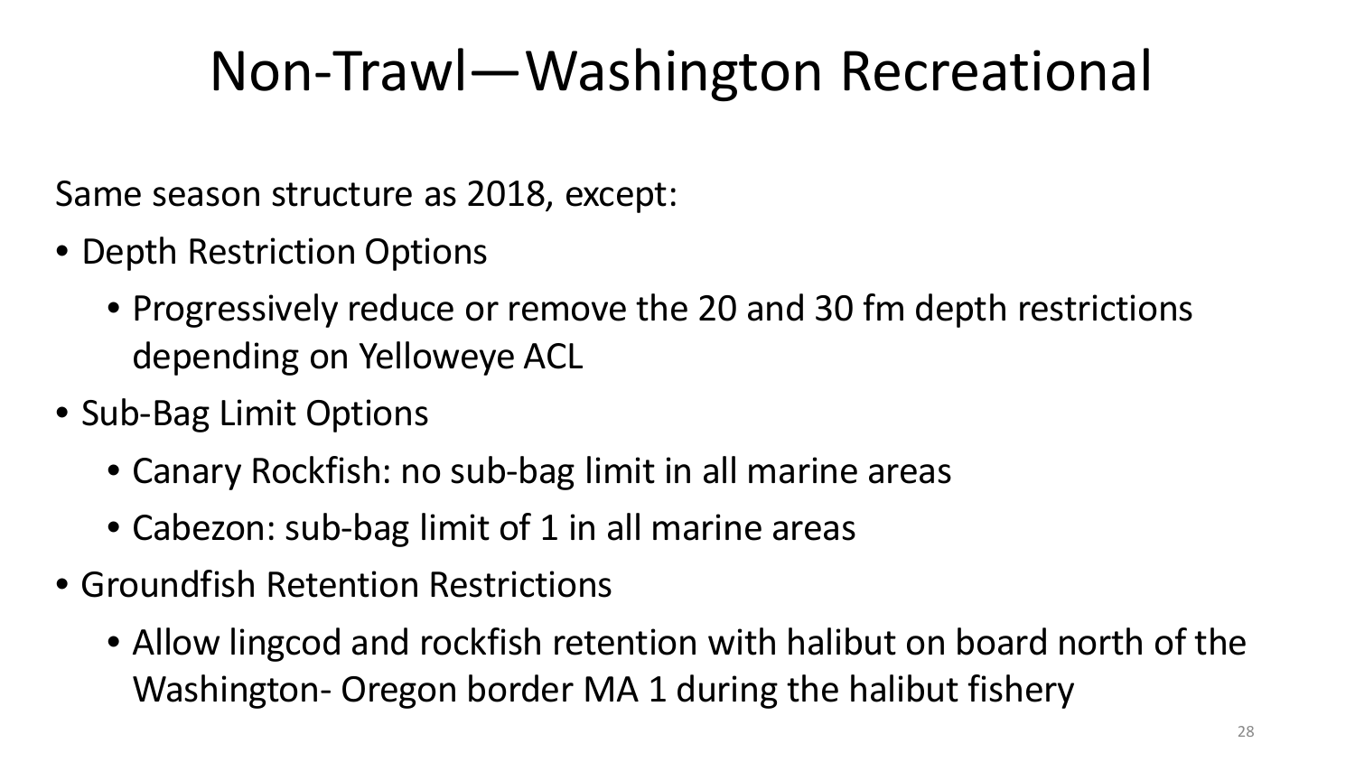# Non-Trawl—Washington Recreational

Same season structure as 2018, except:

- Depth Restriction Options
  - Progressively reduce or remove the 20 and 30 fm depth restrictions depending on Yelloweye ACL
- Sub-Bag Limit Options
  - Canary Rockfish: no sub-bag limit in all marine areas
  - Cabezon: sub-bag limit of 1 in all marine areas
- Groundfish Retention Restrictions
  - Allow lingcod and rockfish retention with halibut on board north of the Washington- Oregon border MA 1 during the halibut fishery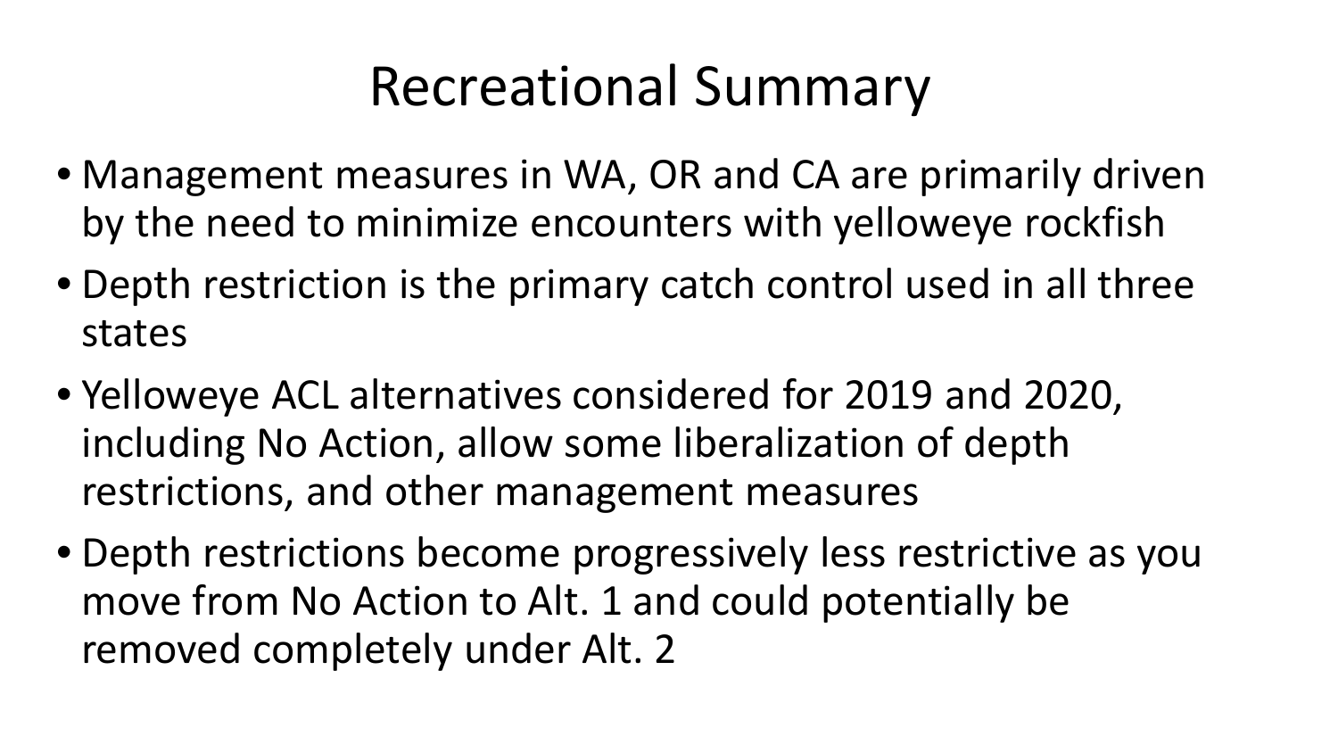# Recreational Summary

- Management measures in WA, OR and CA are primarily driven by the need to minimize encounters with yelloweye rockfish
- Depth restriction is the primary catch control used in all three states
- Yelloweye ACL alternatives considered for 2019 and 2020, including No Action, allow some liberalization of depth restrictions, and other management measures
- Depth restrictions become progressively less restrictive as you move from No Action to Alt. 1 and could potentially be removed completely under Alt. 2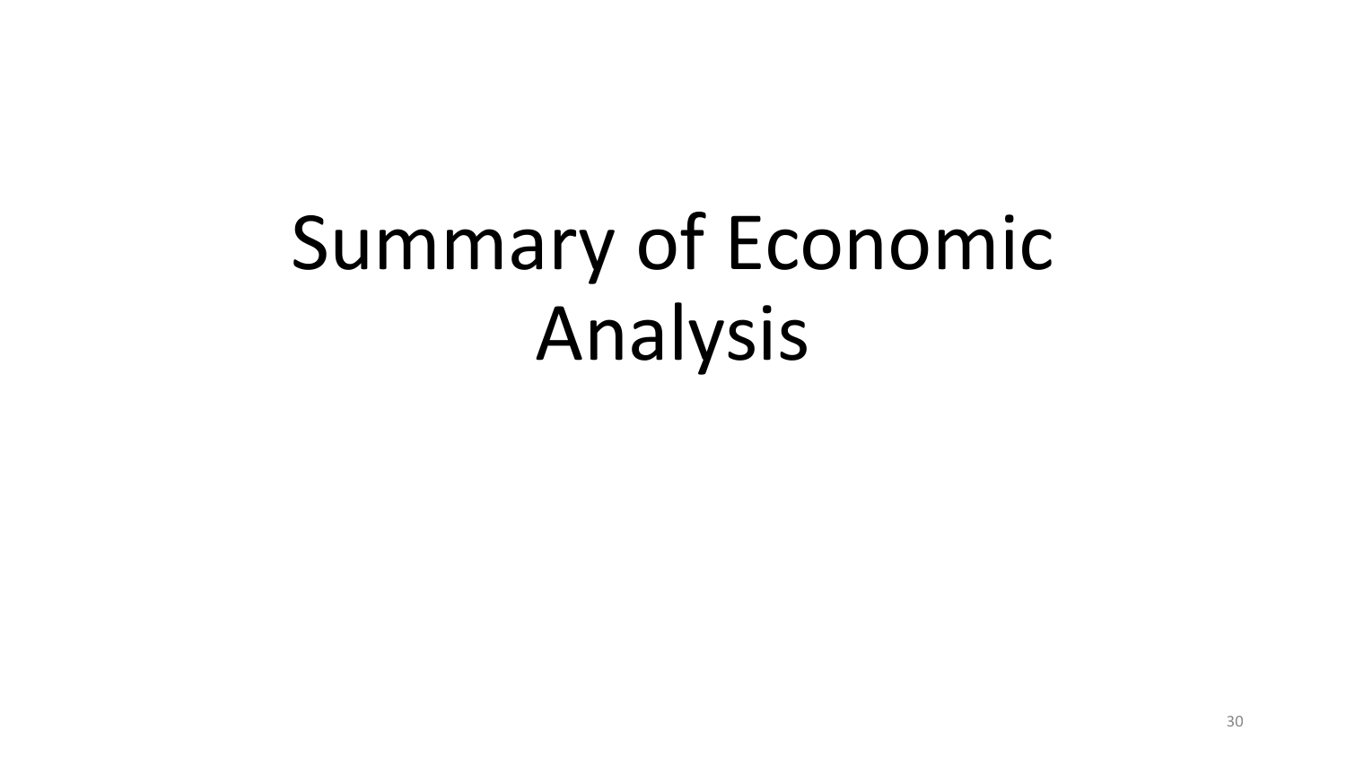# Summary of Economic Analysis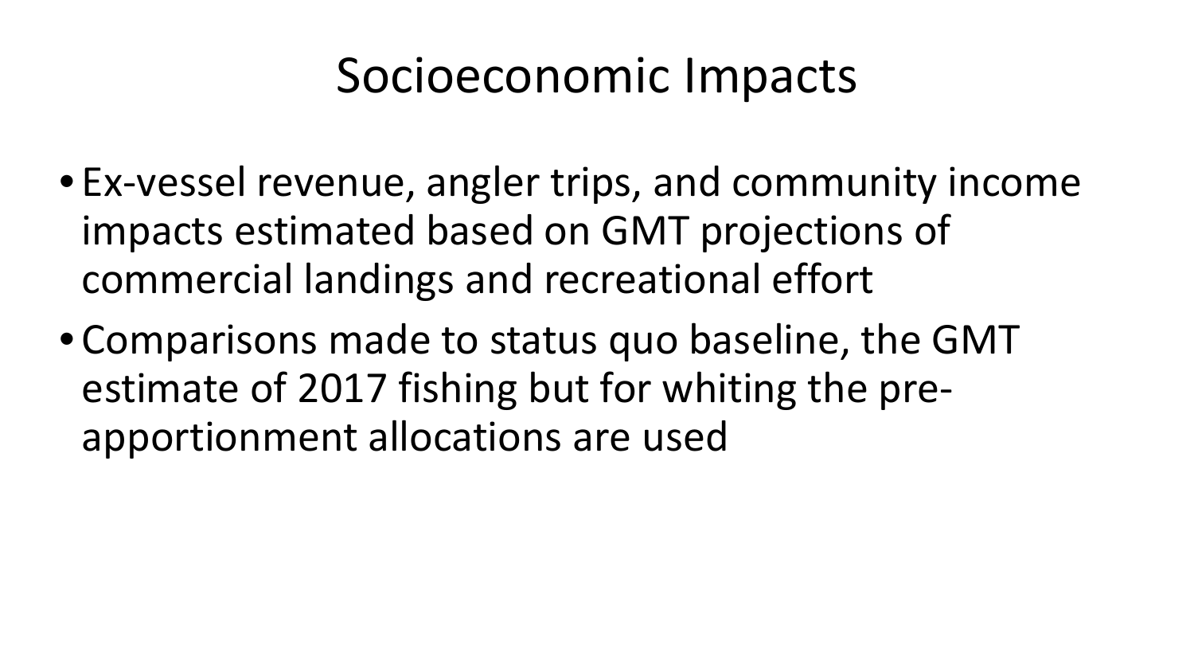# Socioeconomic Impacts

- Ex-vessel revenue, angler trips, and community income impacts estimated based on GMT projections of commercial landings and recreational effort
- Comparisons made to status quo baseline, the GMT estimate of 2017 fishing but for whiting the pre-apportionment allocations are used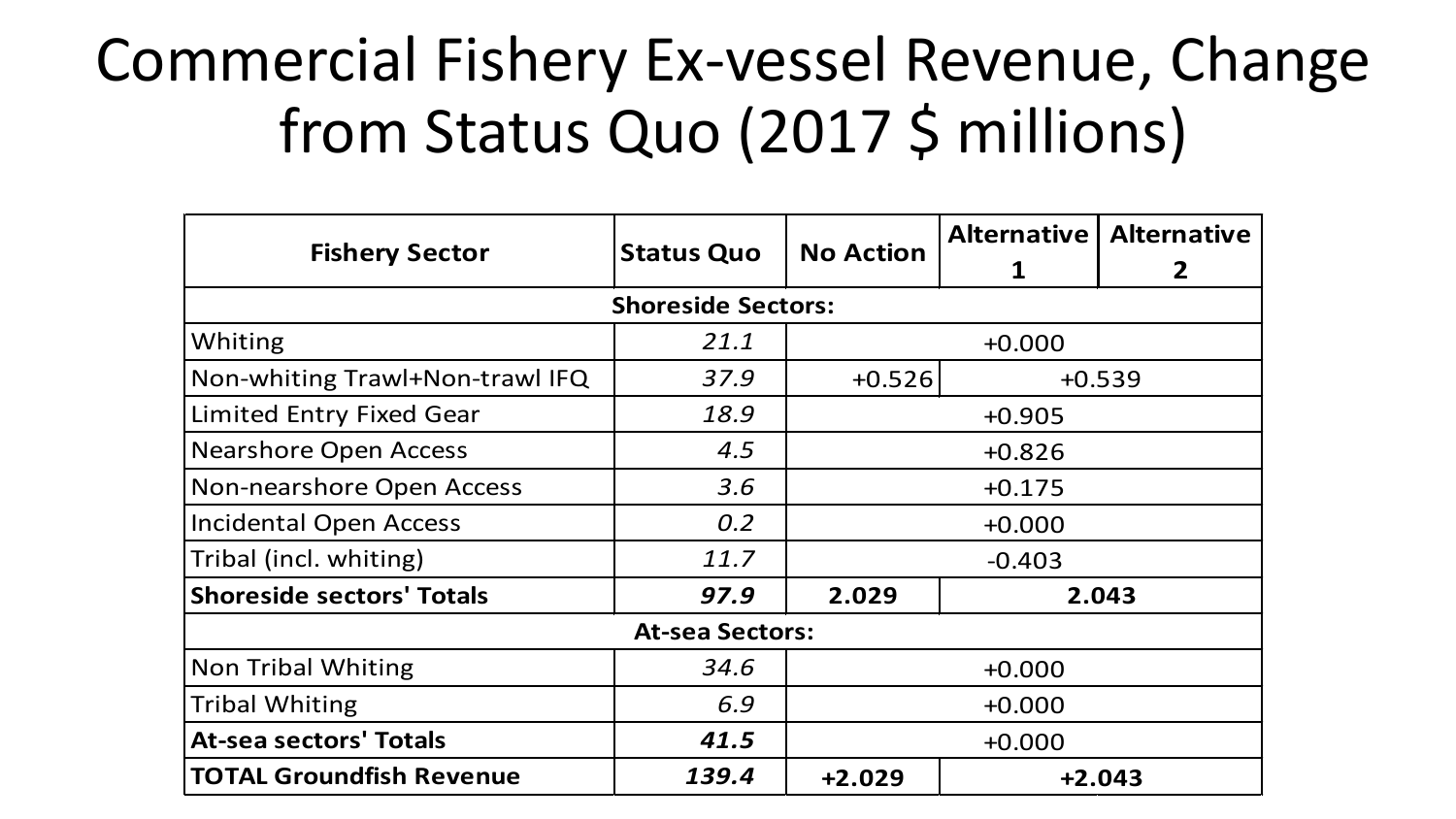# Commercial Fishery Ex-vessel Revenue, Change from Status Quo (2017 $ millions)

| Fishery Sector | Status Quo | No Action | Alternative 1 | Alternative 2 |
|---|---|---|---|---|
| **Shoreside Sectors:** | | | | |
| Whiting | *21.1* | +0.000 | | |
| Non-whiting Trawl+Non-trawl IFQ | *37.9* | +0.526 | +0.539 | |
| Limited Entry Fixed Gear | *18.9* | +0.905 | | |
| Nearshore Open Access | *4.5* | +0.826 | | |
| Non-nearshore Open Access | *3.6* | +0.175 | | |
| Incidental Open Access | *0.2* | +0.000 | | |
| Tribal (incl. whiting) | *11.7* | -0.403 | | |
| **Shoreside sectors' Totals** | ***97.9*** | **2.029** | **2.043** | |
| **At-sea Sectors:** | | | | |
| Non Tribal Whiting | *34.6* | +0.000 | | |
| Tribal Whiting | *6.9* | +0.000 | | |
| **At-sea sectors' Totals** | ***41.5*** | +0.000 | | |
| **TOTAL Groundfish Revenue** | ***139.4*** | **+2.029** | **+2.043** | |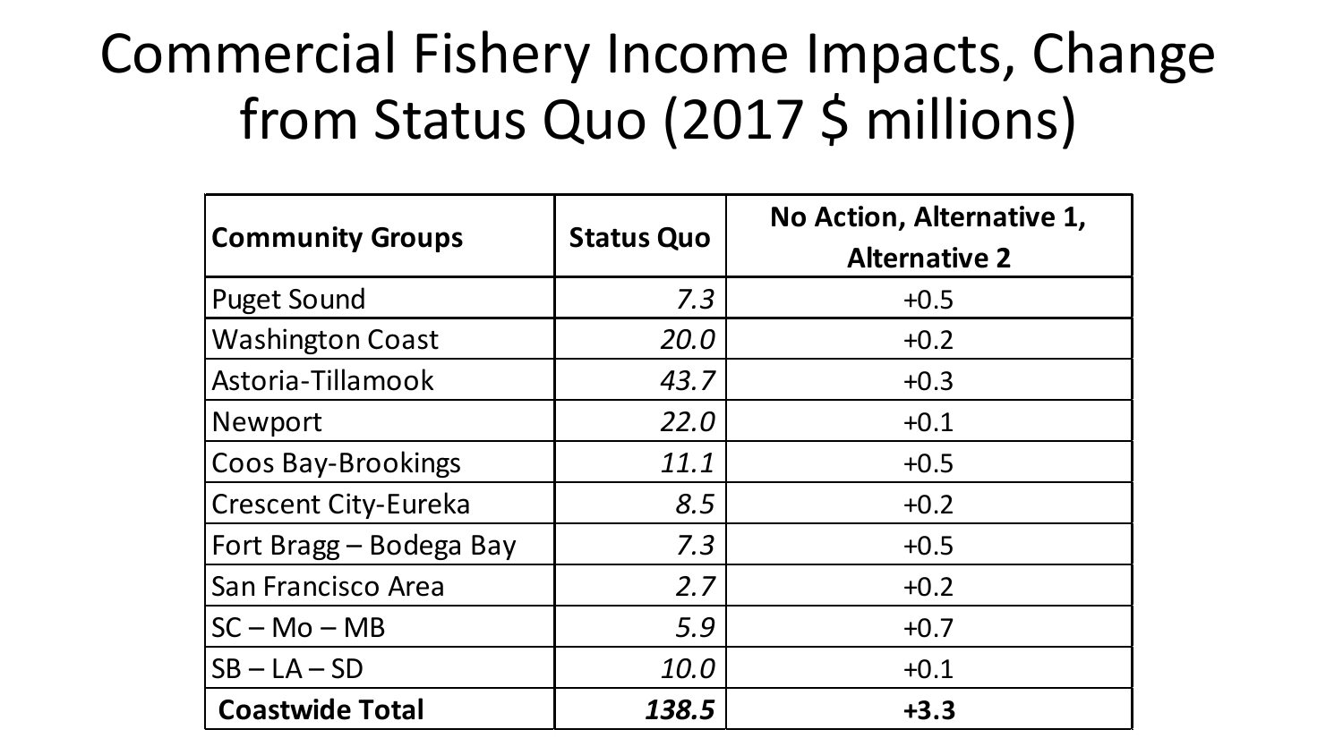# Commercial Fishery Income Impacts, Change from Status Quo (2017 $ millions)

| Community Groups | Status Quo | No Action, Alternative 1, Alternative 2 |
|---|---|---|
| Puget Sound | *7.3* | +0.5 |
| Washington Coast | *20.0* | +0.2 |
| Astoria-Tillamook | *43.7* | +0.3 |
| Newport | *22.0* | +0.1 |
| Coos Bay-Brookings | *11.1* | +0.5 |
| Crescent City-Eureka | *8.5* | +0.2 |
| Fort Bragg – Bodega Bay | *7.3* | +0.5 |
| San Francisco Area | *2.7* | +0.2 |
| SC – Mo – MB | *5.9* | +0.7 |
| SB – LA – SD | *10.0* | +0.1 |
| **Coastwide Total** | ***138.5*** | **+3.3** |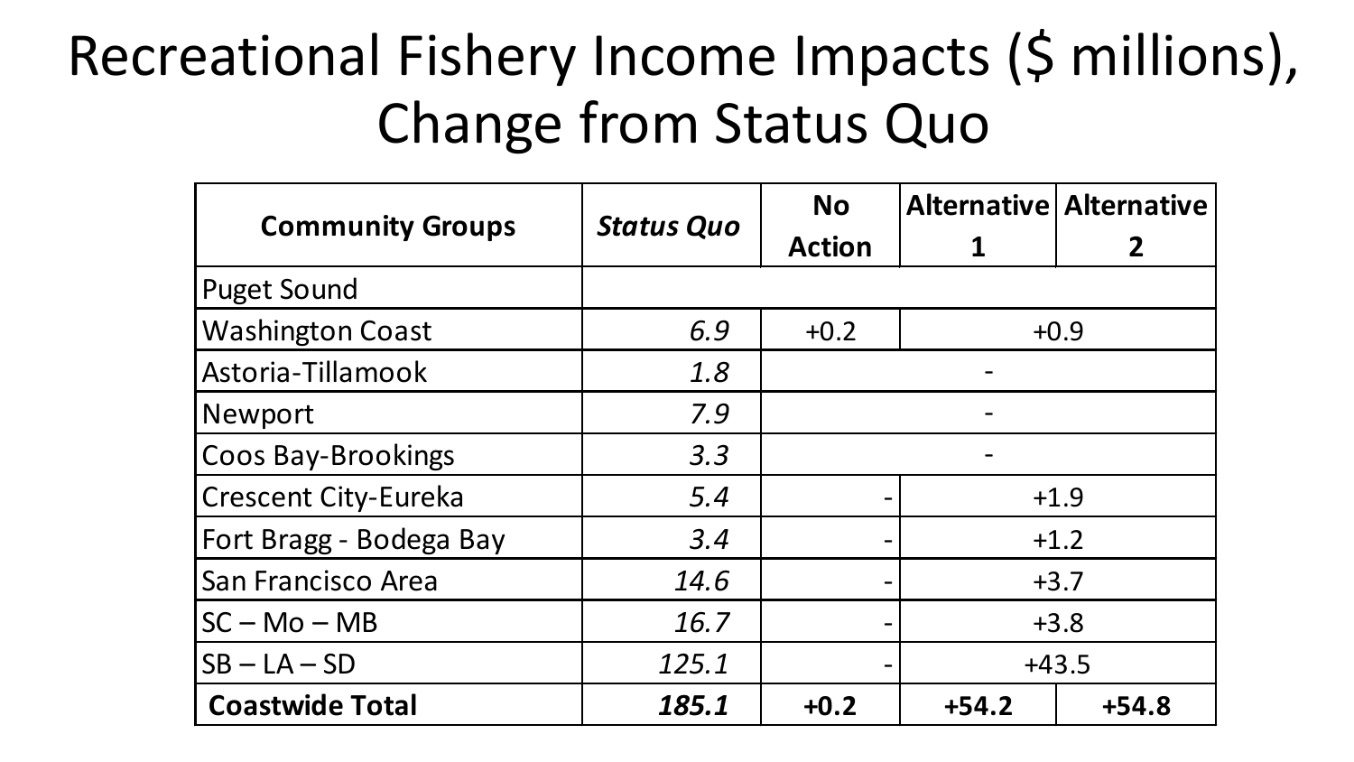# Recreational Fishery Income Impacts ($ millions), Change from Status Quo

| Community Groups | *Status Quo* | No Action | Alternative 1 | Alternative 2 |
|---|---|---|---|---|
| Puget Sound | | | | |
| Washington Coast | *6.9* | +0.2 | +0.9 | |
| Astoria-Tillamook | *1.8* | - | | |
| Newport | *7.9* | - | | |
| Coos Bay-Brookings | *3.3* | - | | |
| Crescent City-Eureka | *5.4* | - | +1.9 | |
| Fort Bragg - Bodega Bay | *3.4* | - | +1.2 | |
| San Francisco Area | *14.6* | - | +3.7 | |
| SC – Mo – MB | *16.7* | - | +3.8 | |
| SB – LA – SD | *125.1* | - | +43.5 | |
| **Coastwide Total** | ***185.1*** | **+0.2** | **+54.2** | **+54.8** |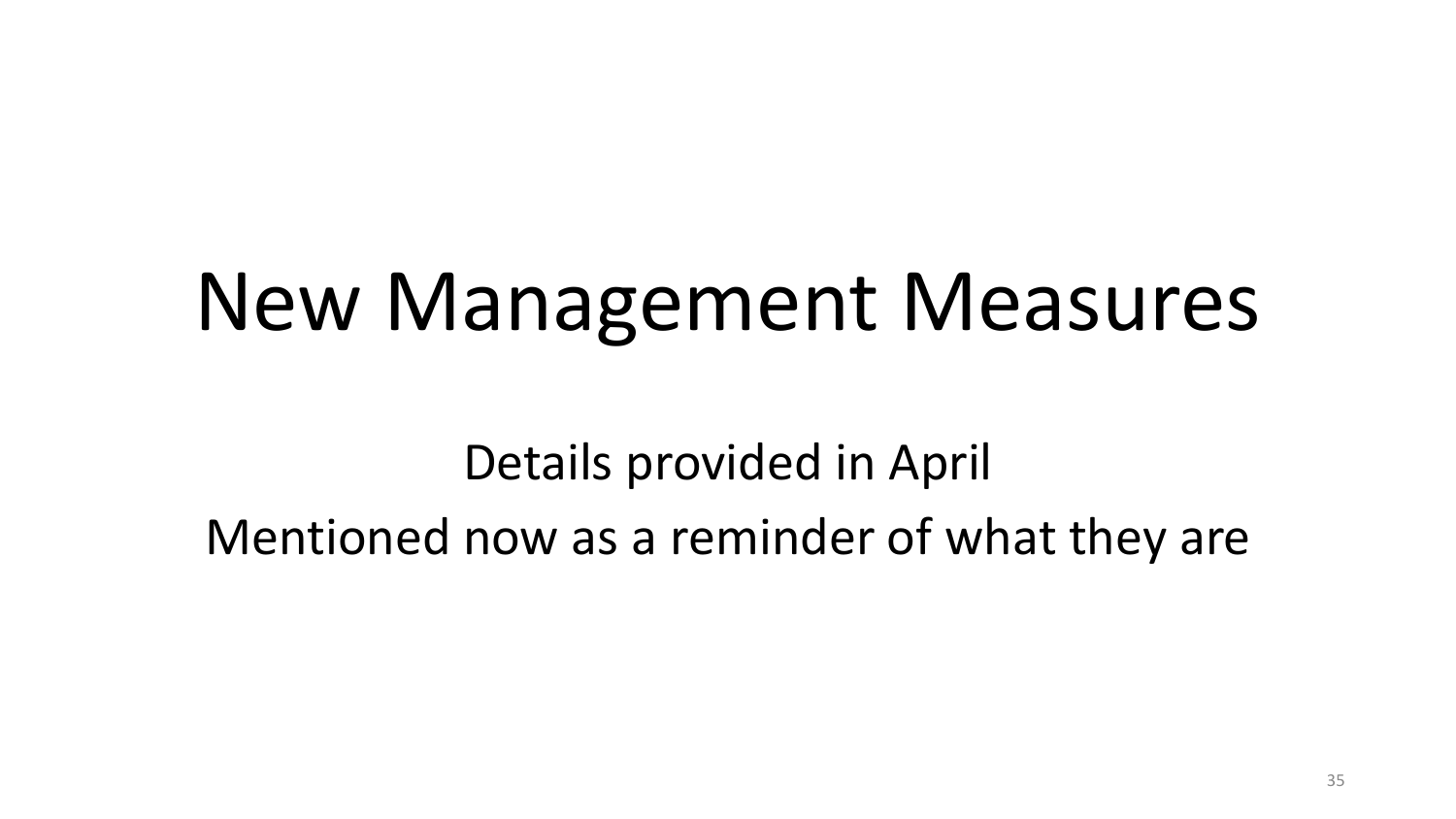# New Management Measures

Details provided in April

Mentioned now as a reminder of what they are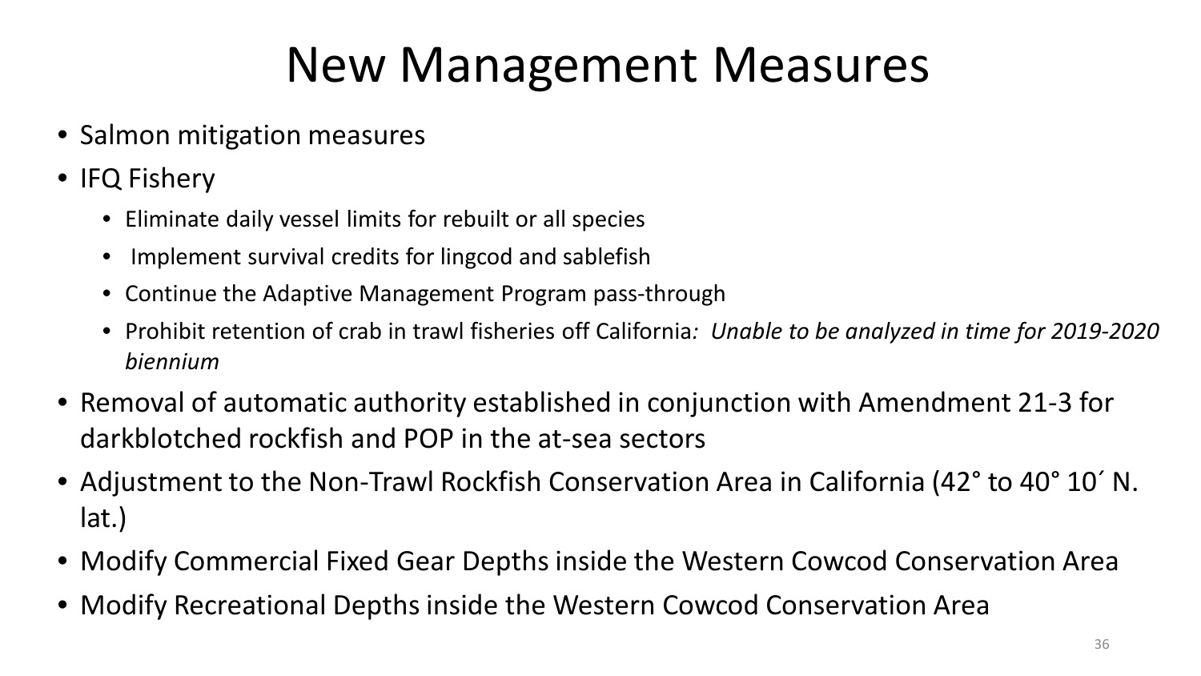# New Management Measures

- Salmon mitigation measures
- IFQ Fishery
  - Eliminate daily vessel limits for rebuilt or all species
  - Implement survival credits for lingcod and sablefish
  - Continue the Adaptive Management Program pass-through
  - Prohibit retention of crab in trawl fisheries off California*: Unable to be analyzed in time for 2019-2020 biennium*
- Removal of automatic authority established in conjunction with Amendment 21-3 for darkblotched rockfish and POP in the at-sea sectors
- Adjustment to the Non-Trawl Rockfish Conservation Area in California (42° to 40° 10´ N. lat.)
- Modify Commercial Fixed Gear Depths inside the Western Cowcod Conservation Area
- Modify Recreational Depths inside the Western Cowcod Conservation Area